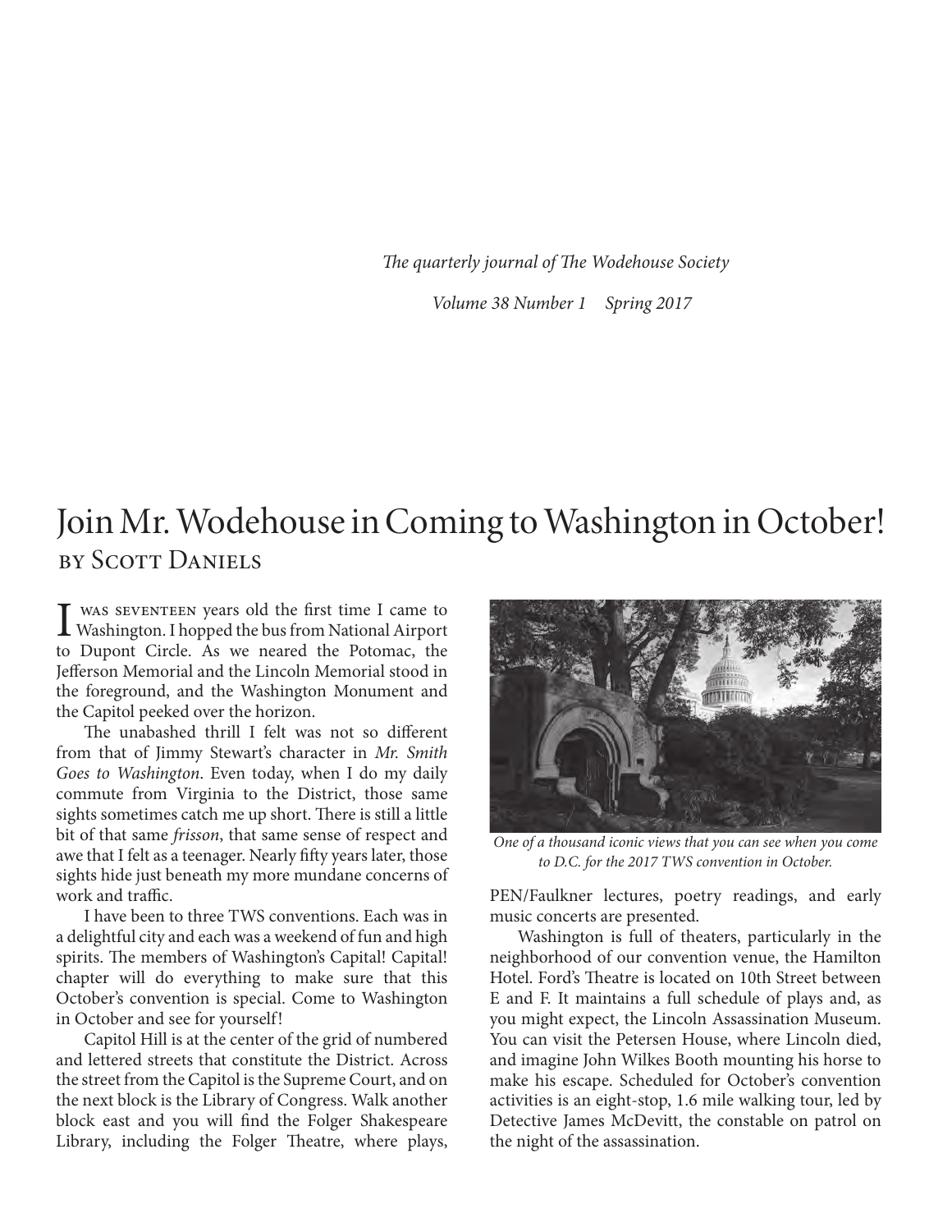*The quarterly journal of The Wodehouse Society*

*Volume 38 Number 1 Spring 2017*

# Join Mr. Wodehouse in Coming to Washington in October!

by Scott Daniels

I was seventeen years old the first time I came to Washington. I hopped the bus from National Airport to Dupont Circle. As we neared the Potomac, the Jefferson Memorial and the Lincoln Memorial stood in the foreground, and the Washington Monument and the Capitol peeked over the horizon.

The unabashed thrill I felt was not so different from that of Jimmy Stewart's character in *Mr. Smith Goes to Washington*. Even today, when I do my daily commute from Virginia to the District, those same sights sometimes catch me up short. There is still a little bit of that same *frisson*, that same sense of respect and awe that I felt as a teenager. Nearly fifty years later, those sights hide just beneath my more mundane concerns of work and traffic.

I have been to three TWS conventions. Each was in a delightful city and each was a weekend of fun and high spirits. The members of Washington's Capital! Capital! chapter will do everything to make sure that this October's convention is special. Come to Washington in October and see for yourself!

Capitol Hill is at the center of the grid of numbered and lettered streets that constitute the District. Across the street from the Capitol is the Supreme Court, and on the next block is the Library of Congress. Walk another block east and you will find the Folger Shakespeare Library, including the Folger Theatre, where plays, PEN/Faulkner lectures, poetry readings, and early music concerts are presented.

*One of a thousand iconic views that you can see when you come to D.C. for the 2017 TWS convention in October.*

Washington is full of theaters, particularly in the neighborhood of our convention venue, the Hamilton Hotel. Ford's Theatre is located on 10th Street between E and F. It maintains a full schedule of plays and, as you might expect, the Lincoln Assassination Museum. You can visit the Petersen House, where Lincoln died, and imagine John Wilkes Booth mounting his horse to make his escape. Scheduled for October's convention activities is an eight-stop, 1.6 mile walking tour, led by Detective James McDevitt, the constable on patrol on the night of the assassination.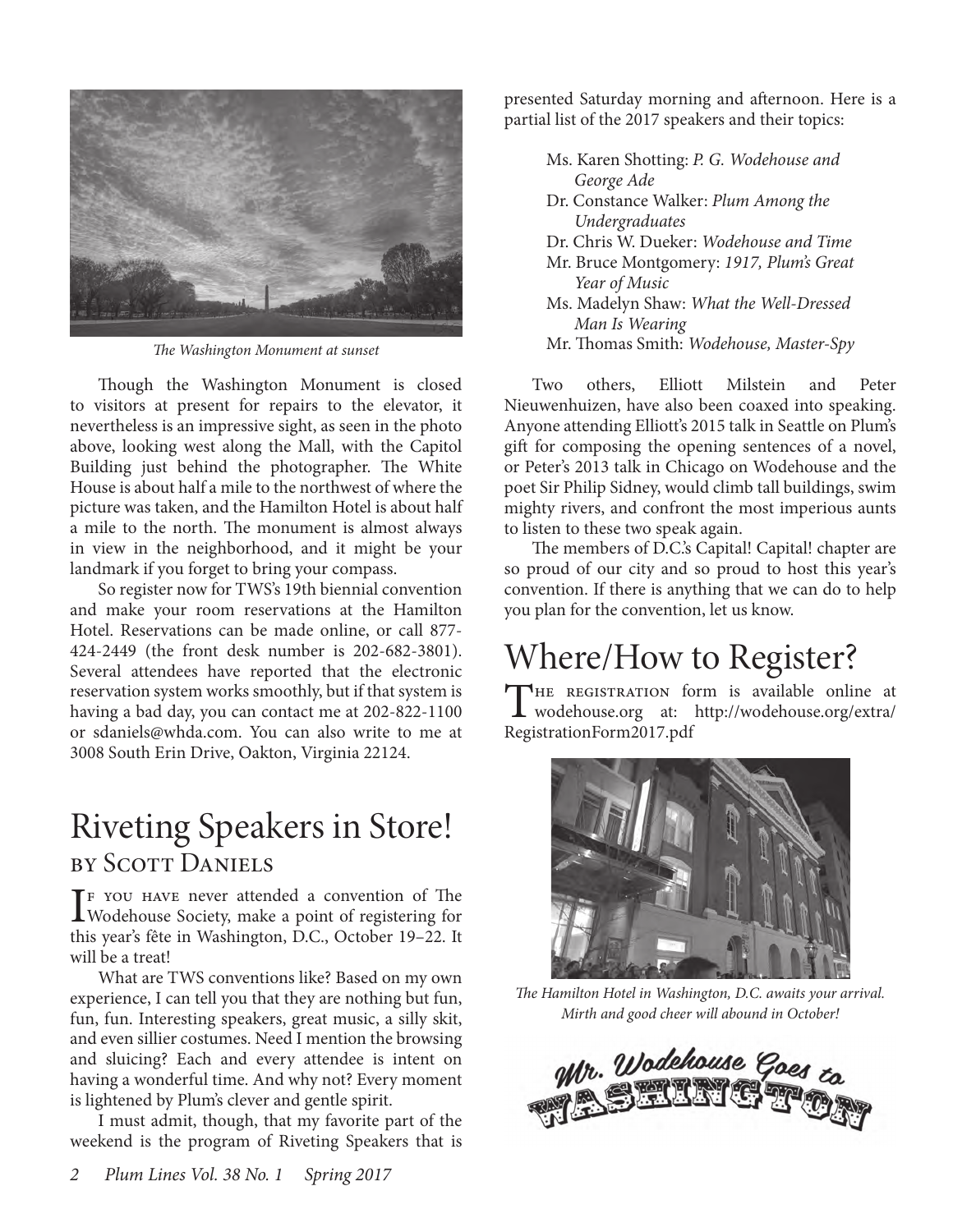*The Washington Monument at sunset*

Though the Washington Monument is closed to visitors at present for repairs to the elevator, it nevertheless is an impressive sight, as seen in the photo above, looking west along the Mall, with the Capitol Building just behind the photographer. The White House is about half a mile to the northwest of where the picture was taken, and the Hamilton Hotel is about half a mile to the north. The monument is almost always in view in the neighborhood, and it might be your landmark if you forget to bring your compass.

So register now for TWS's 19th biennial convention and make your room reservations at the Hamilton Hotel. Reservations can be made online, or call 877-424-2449 (the front desk number is 202-682-3801). Several attendees have reported that the electronic reservation system works smoothly, but if that system is having a bad day, you can contact me at 202-822-1100 or sdaniels@whda.com. You can also write to me at 3008 South Erin Drive, Oakton, Virginia 22124.

# Riveting Speakers in Store!

## by Scott Daniels

If you have never attended a convention of The Wodehouse Society, make a point of registering for this year's fête in Washington, D.C., October 19–22. It will be a treat!

What are TWS conventions like? Based on my own experience, I can tell you that they are nothing but fun, fun, fun. Interesting speakers, great music, a silly skit, and even sillier costumes. Need I mention the browsing and sluicing? Each and every attendee is intent on having a wonderful time. And why not? Every moment is lightened by Plum's clever and gentle spirit.

I must admit, though, that my favorite part of the weekend is the program of Riveting Speakers that is presented Saturday morning and afternoon. Here is a partial list of the 2017 speakers and their topics:

- Ms. Karen Shotting: *P. G. Wodehouse and George Ade*
- Dr. Constance Walker: *Plum Among the Undergraduates*
- Dr. Chris W. Dueker: *Wodehouse and Time*
- Mr. Bruce Montgomery: *1917, Plum's Great Year of Music*
- Ms. Madelyn Shaw: *What the Well-Dressed Man Is Wearing*
- Mr. Thomas Smith: *Wodehouse, Master-Spy*

Two others, Elliott Milstein and Peter Nieuwenhuizen, have also been coaxed into speaking. Anyone attending Elliott's 2015 talk in Seattle on Plum's gift for composing the opening sentences of a novel, or Peter's 2013 talk in Chicago on Wodehouse and the poet Sir Philip Sidney, would climb tall buildings, swim mighty rivers, and confront the most imperious aunts to listen to these two speak again.

The members of D.C.'s Capital! Capital! chapter are so proud of our city and so proud to host this year's convention. If there is anything that we can do to help you plan for the convention, let us know.

# Where/How to Register?

The registration form is available online at wodehouse.org at: http://wodehouse.org/extra/RegistrationForm2017.pdf

*The Hamilton Hotel in Washington, D.C. awaits your arrival. Mirth and good cheer will abound in October!*

Mr. Wodehouse Goes to Washington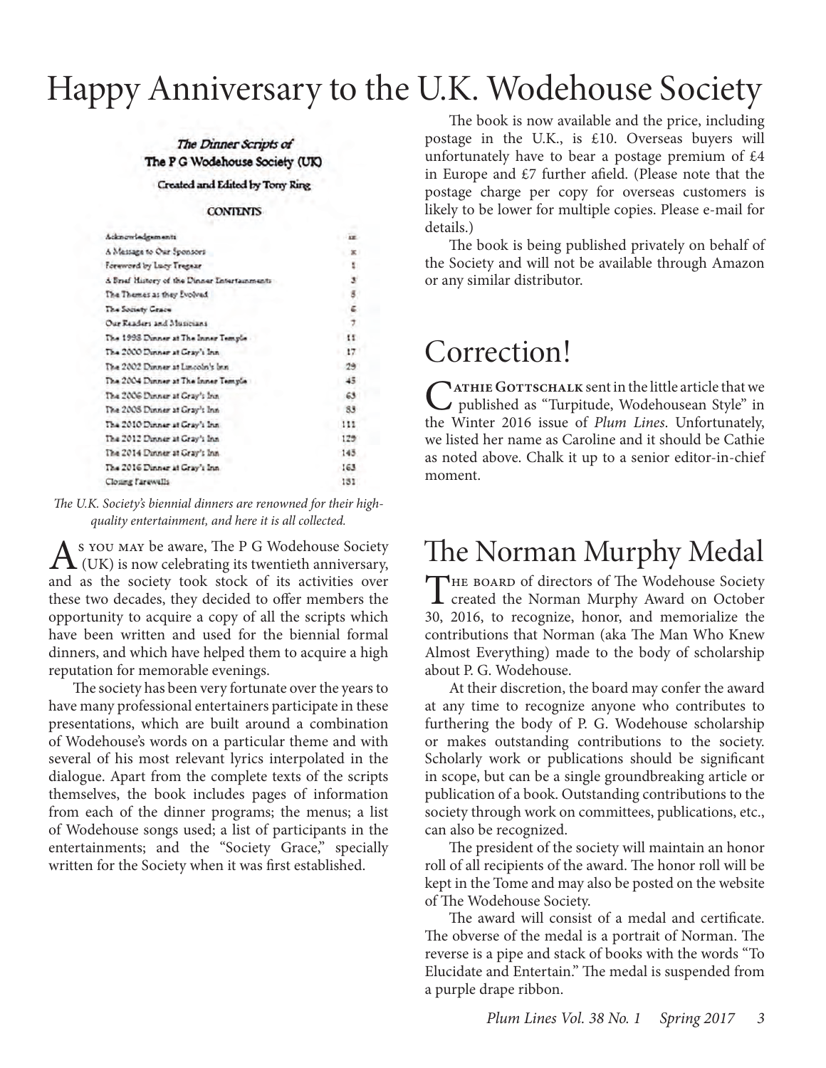# Happy Anniversary to the U.K. Wodehouse Society

*The Dinner Scripts of*
**The P G Wodehouse Society (UK)**
Created and Edited by Tony Ring

**CONTENTS**

| | |
|---|---|
| Acknowledgements | ix |
| A Message to Our Sponsors | x |
| Foreword by Lucy Tregear | 1 |
| A Brief History of the Dinner Entertainments | 3 |
| The Themes as they Evolved | 5 |
| The Society Grace | 6 |
| Our Readers and Musicians | 7 |
| The 1998 Dinner at The Inner Temple | 11 |
| The 2000 Dinner at Gray's Inn | 17 |
| The 2002 Dinner at Lincoln's Inn | 29 |
| The 2004 Dinner at The Inner Temple | 45 |
| The 2006 Dinner at Gray's Inn | 63 |
| The 2008 Dinner at Gray's Inn | 83 |
| The 2010 Dinner at Gray's Inn | 111 |
| The 2012 Dinner at Gray's Inn | 129 |
| The 2014 Dinner at Gray's Inn | 145 |
| The 2016 Dinner at Gray's Inn | 163 |
| Closing Farewells | 181 |

*The U.K. Society's biennial dinners are renowned for their high-quality entertainment, and here it is all collected.*

As you may be aware, The P G Wodehouse Society (UK) is now celebrating its twentieth anniversary, and as the society took stock of its activities over these two decades, they decided to offer members the opportunity to acquire a copy of all the scripts which have been written and used for the biennial formal dinners, and which have helped them to acquire a high reputation for memorable evenings.

The society has been very fortunate over the years to have many professional entertainers participate in these presentations, which are built around a combination of Wodehouse's words on a particular theme and with several of his most relevant lyrics interpolated in the dialogue. Apart from the complete texts of the scripts themselves, the book includes pages of information from each of the dinner programs; the menus; a list of Wodehouse songs used; a list of participants in the entertainments; and the "Society Grace," specially written for the Society when it was first established.

The book is now available and the price, including postage in the U.K., is £10. Overseas buyers will unfortunately have to bear a postage premium of £4 in Europe and £7 further afield. (Please note that the postage charge per copy for overseas customers is likely to be lower for multiple copies. Please e-mail for details.)

The book is being published privately on behalf of the Society and will not be available through Amazon or any similar distributor.

# Correction!

Cathie Gottschalk sent in the little article that we published as "Turpitude, Wodehousean Style" in the Winter 2016 issue of *Plum Lines*. Unfortunately, we listed her name as Caroline and it should be Cathie as noted above. Chalk it up to a senior editor-in-chief moment.

# The Norman Murphy Medal

The board of directors of The Wodehouse Society created the Norman Murphy Award on October 30, 2016, to recognize, honor, and memorialize the contributions that Norman (aka The Man Who Knew Almost Everything) made to the body of scholarship about P. G. Wodehouse.

At their discretion, the board may confer the award at any time to recognize anyone who contributes to furthering the body of P. G. Wodehouse scholarship or makes outstanding contributions to the society. Scholarly work or publications should be significant in scope, but can be a single groundbreaking article or publication of a book. Outstanding contributions to the society through work on committees, publications, etc., can also be recognized.

The president of the society will maintain an honor roll of all recipients of the award. The honor roll will be kept in the Tome and may also be posted on the website of The Wodehouse Society.

The award will consist of a medal and certificate. The obverse of the medal is a portrait of Norman. The reverse is a pipe and stack of books with the words "To Elucidate and Entertain." The medal is suspended from a purple drape ribbon.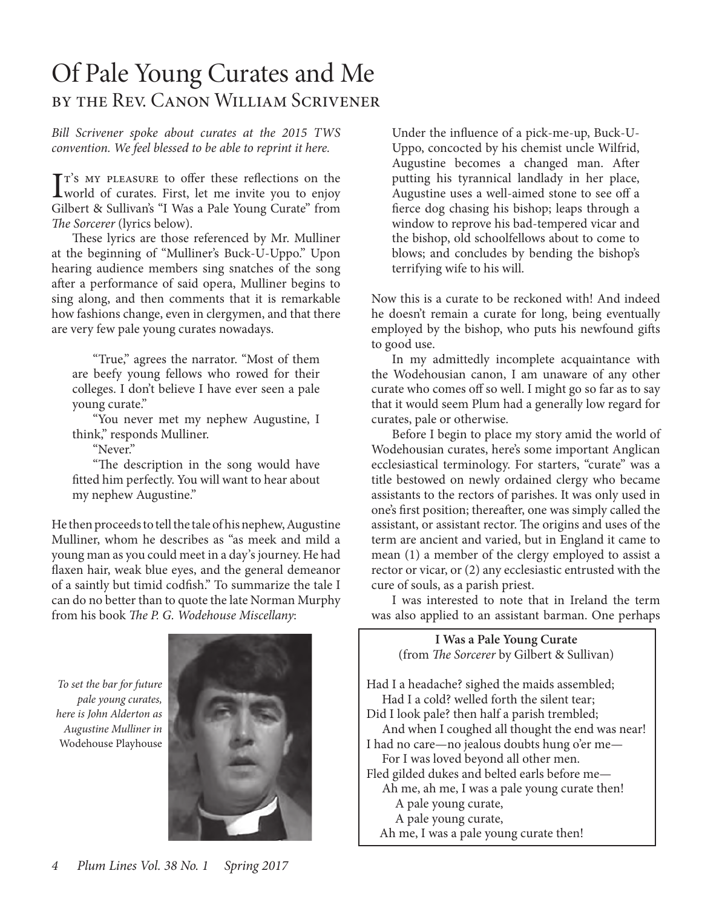# Of Pale Young Curates and Me

## by the Rev. Canon William Scrivener

*Bill Scrivener spoke about curates at the 2015 TWS convention. We feel blessed to be able to reprint it here.*

It's my pleasure to offer these reflections on the world of curates. First, let me invite you to enjoy Gilbert & Sullivan's "I Was a Pale Young Curate" from *The Sorcerer* (lyrics below).

These lyrics are those referenced by Mr. Mulliner at the beginning of "Mulliner's Buck-U-Uppo." Upon hearing audience members sing snatches of the song after a performance of said opera, Mulliner begins to sing along, and then comments that it is remarkable how fashions change, even in clergymen, and that there are very few pale young curates nowadays.

> "True," agrees the narrator. "Most of them are beefy young fellows who rowed for their colleges. I don't believe I have ever seen a pale young curate."
>
> "You never met my nephew Augustine, I think," responds Mulliner.
>
> "Never."
>
> "The description in the song would have fitted him perfectly. You will want to hear about my nephew Augustine."

He then proceeds to tell the tale of his nephew, Augustine Mulliner, whom he describes as "as meek and mild a young man as you could meet in a day's journey. He had flaxen hair, weak blue eyes, and the general demeanor of a saintly but timid codfish." To summarize the tale I can do no better than to quote the late Norman Murphy from his book *The P. G. Wodehouse Miscellany*:

*To set the bar for future pale young curates, here is John Alderton as Augustine Mulliner in* Wodehouse Playhouse

> Under the influence of a pick-me-up, Buck-U-Uppo, concocted by his chemist uncle Wilfrid, Augustine becomes a changed man. After putting his tyrannical landlady in her place, Augustine uses a well-aimed stone to see off a fierce dog chasing his bishop; leaps through a window to reprove his bad-tempered vicar and the bishop, old schoolfellows about to come to blows; and concludes by bending the bishop's terrifying wife to his will.

Now this is a curate to be reckoned with! And indeed he doesn't remain a curate for long, being eventually employed by the bishop, who puts his newfound gifts to good use.

In my admittedly incomplete acquaintance with the Wodehousian canon, I am unaware of any other curate who comes off so well. I might go so far as to say that it would seem Plum had a generally low regard for curates, pale or otherwise.

Before I begin to place my story amid the world of Wodehousian curates, here's some important Anglican ecclesiastical terminology. For starters, "curate" was a title bestowed on newly ordained clergy who became assistants to the rectors of parishes. It was only used in one's first position; thereafter, one was simply called the assistant, or assistant rector. The origins and uses of the term are ancient and varied, but in England it came to mean (1) a member of the clergy employed to assist a rector or vicar, or (2) any ecclesiastic entrusted with the cure of souls, as a parish priest.

I was interested to note that in Ireland the term was also applied to an assistant barman. One perhaps

**I Was a Pale Young Curate**
(from *The Sorcerer* by Gilbert & Sullivan)

Had I a headache? sighed the maids assembled;
Had I a cold? welled forth the silent tear;
Did I look pale? then half a parish trembled;
And when I coughed all thought the end was near!
I had no care—no jealous doubts hung o'er me—
For I was loved beyond all other men.
Fled gilded dukes and belted earls before me—
Ah me, ah me, I was a pale young curate then!
A pale young curate,
A pale young curate,
Ah me, I was a pale young curate then!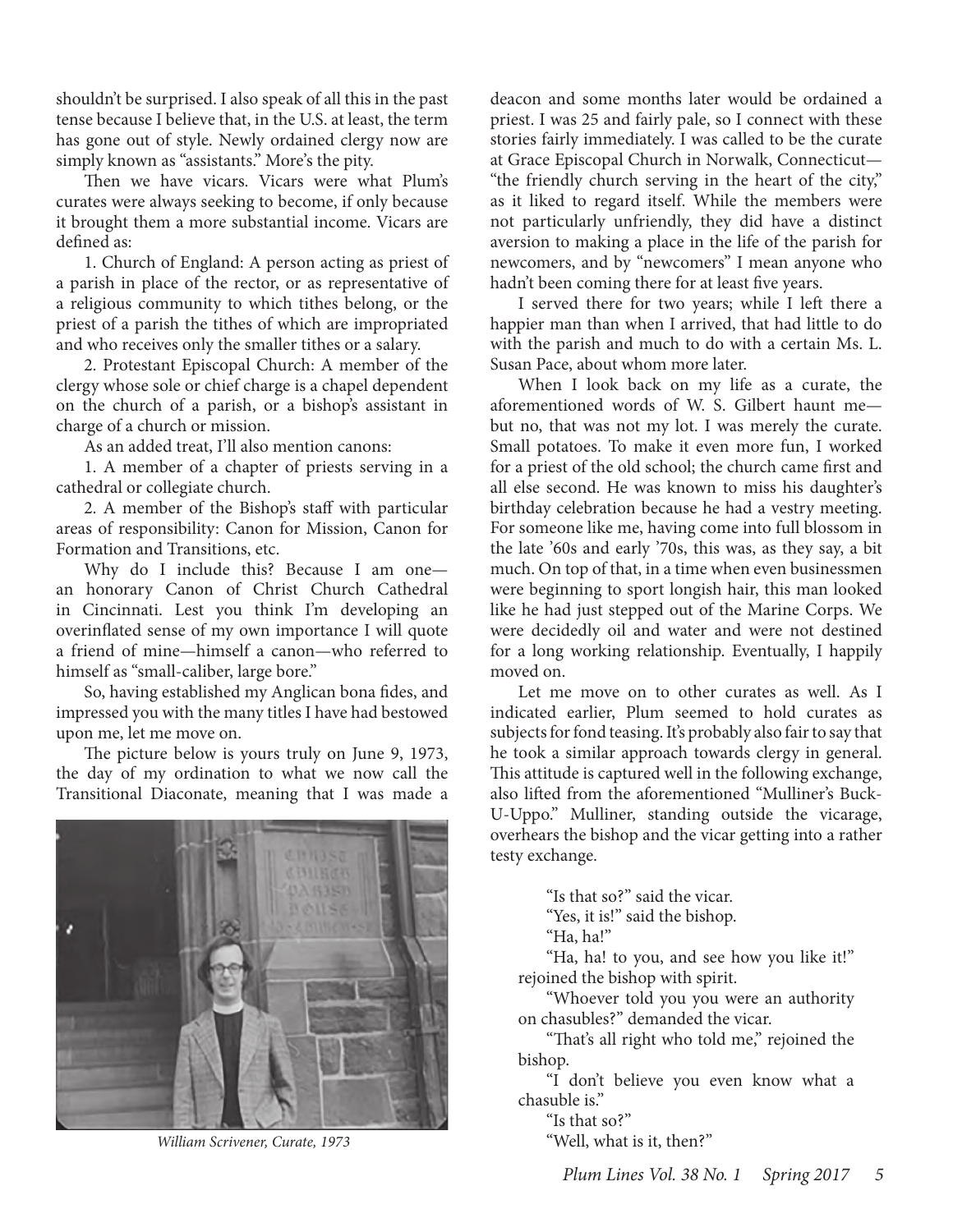shouldn't be surprised. I also speak of all this in the past tense because I believe that, in the U.S. at least, the term has gone out of style. Newly ordained clergy now are simply known as "assistants." More's the pity.

Then we have vicars. Vicars were what Plum's curates were always seeking to become, if only because it brought them a more substantial income. Vicars are defined as:

1. Church of England: A person acting as priest of a parish in place of the rector, or as representative of a religious community to which tithes belong, or the priest of a parish the tithes of which are impropriated and who receives only the smaller tithes or a salary.

2. Protestant Episcopal Church: A member of the clergy whose sole or chief charge is a chapel dependent on the church of a parish, or a bishop's assistant in charge of a church or mission.

As an added treat, I'll also mention canons:

1. A member of a chapter of priests serving in a cathedral or collegiate church.

2. A member of the Bishop's staff with particular areas of responsibility: Canon for Mission, Canon for Formation and Transitions, etc.

Why do I include this? Because I am one—an honorary Canon of Christ Church Cathedral in Cincinnati. Lest you think I'm developing an overinflated sense of my own importance I will quote a friend of mine—himself a canon—who referred to himself as "small-caliber, large bore."

So, having established my Anglican bona fides, and impressed you with the many titles I have had bestowed upon me, let me move on.

The picture below is yours truly on June 9, 1973, the day of my ordination to what we now call the Transitional Diaconate, meaning that I was made a deacon and some months later would be ordained a priest. I was 25 and fairly pale, so I connect with these stories fairly immediately. I was called to be the curate at Grace Episcopal Church in Norwalk, Connecticut—"the friendly church serving in the heart of the city," as it liked to regard itself. While the members were not particularly unfriendly, they did have a distinct aversion to making a place in the life of the parish for newcomers, and by "newcomers" I mean anyone who hadn't been coming there for at least five years.

*William Scrivener, Curate, 1973*

I served there for two years; while I left there a happier man than when I arrived, that had little to do with the parish and much to do with a certain Ms. L. Susan Pace, about whom more later.

When I look back on my life as a curate, the aforementioned words of W. S. Gilbert haunt me—but no, that was not my lot. I was merely the curate. Small potatoes. To make it even more fun, I worked for a priest of the old school; the church came first and all else second. He was known to miss his daughter's birthday celebration because he had a vestry meeting. For someone like me, having come into full blossom in the late '60s and early '70s, this was, as they say, a bit much. On top of that, in a time when even businessmen were beginning to sport longish hair, this man looked like he had just stepped out of the Marine Corps. We were decidedly oil and water and were not destined for a long working relationship. Eventually, I happily moved on.

Let me move on to other curates as well. As I indicated earlier, Plum seemed to hold curates as subjects for fond teasing. It's probably also fair to say that he took a similar approach towards clergy in general. This attitude is captured well in the following exchange, also lifted from the aforementioned "Mulliner's Buck-U-Uppo." Mulliner, standing outside the vicarage, overhears the bishop and the vicar getting into a rather testy exchange.

> "Is that so?" said the vicar.
>
> "Yes, it is!" said the bishop.
>
> "Ha, ha!"
>
> "Ha, ha! to you, and see how you like it!" rejoined the bishop with spirit.
>
> "Whoever told you you were an authority on chasubles?" demanded the vicar.
>
> "That's all right who told me," rejoined the bishop.
>
> "I don't believe you even know what a chasuble is."
>
> "Is that so?"
>
> "Well, what is it, then?"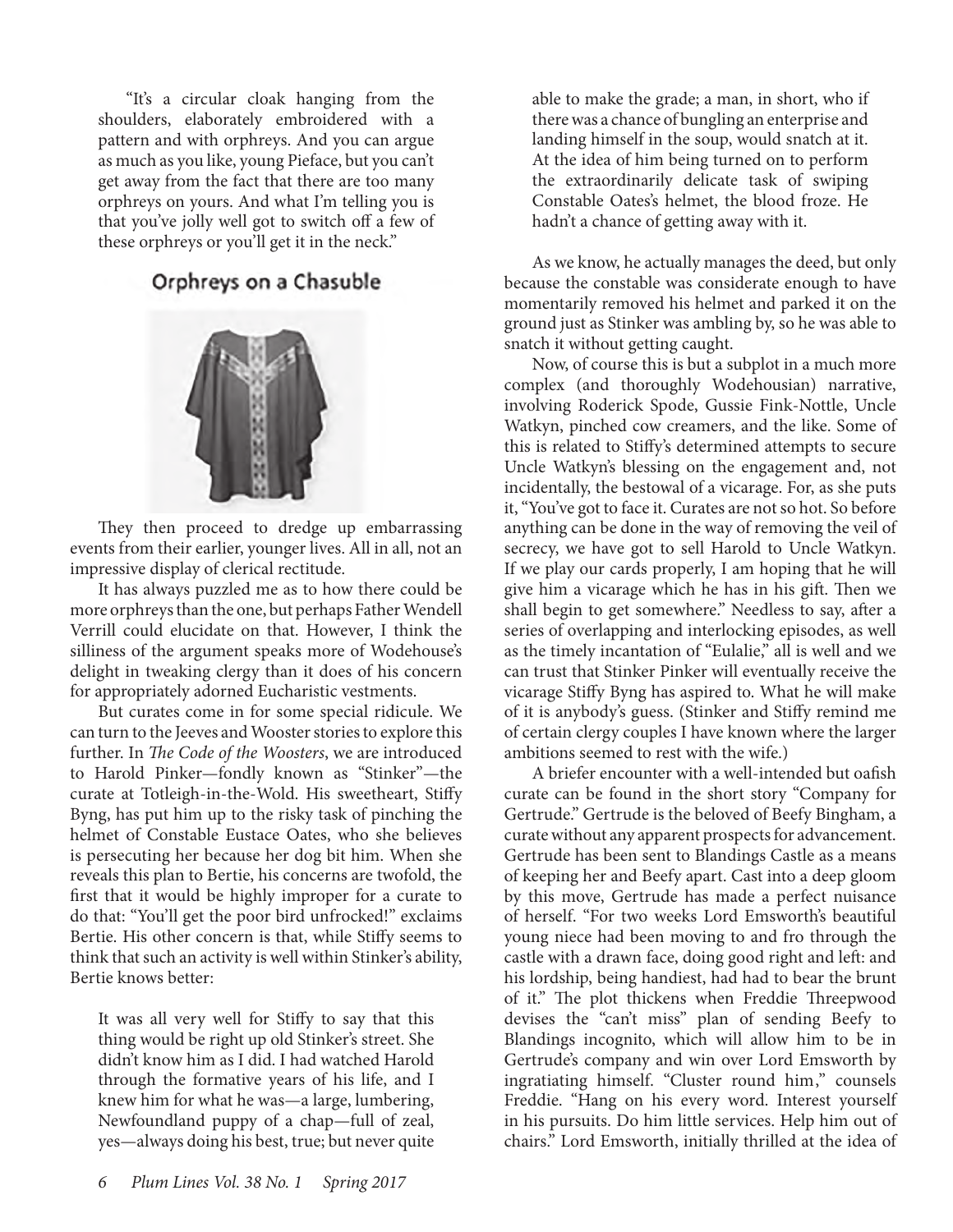"It's a circular cloak hanging from the shoulders, elaborately embroidered with a pattern and with orphreys. And you can argue as much as you like, young Pieface, but you can't get away from the fact that there are too many orphreys on yours. And what I'm telling you is that you've jolly well got to switch off a few of these orphreys or you'll get it in the neck."

Orphreys on a Chasuble

They then proceed to dredge up embarrassing events from their earlier, younger lives. All in all, not an impressive display of clerical rectitude.

It has always puzzled me as to how there could be more orphreys than the one, but perhaps Father Wendell Verrill could elucidate on that. However, I think the silliness of the argument speaks more of Wodehouse's delight in tweaking clergy than it does of his concern for appropriately adorned Eucharistic vestments.

But curates come in for some special ridicule. We can turn to the Jeeves and Wooster stories to explore this further. In *The Code of the Woosters*, we are introduced to Harold Pinker—fondly known as "Stinker"—the curate at Totleigh-in-the-Wold. His sweetheart, Stiffy Byng, has put him up to the risky task of pinching the helmet of Constable Eustace Oates, who she believes is persecuting her because her dog bit him. When she reveals this plan to Bertie, his concerns are twofold, the first that it would be highly improper for a curate to do that: "You'll get the poor bird unfrocked!" exclaims Bertie. His other concern is that, while Stiffy seems to think that such an activity is well within Stinker's ability, Bertie knows better:

> It was all very well for Stiffy to say that this thing would be right up old Stinker's street. She didn't know him as I did. I had watched Harold through the formative years of his life, and I knew him for what he was—a large, lumbering, Newfoundland puppy of a chap—full of zeal, yes—always doing his best, true; but never quite able to make the grade; a man, in short, who if there was a chance of bungling an enterprise and landing himself in the soup, would snatch at it. At the idea of him being turned on to perform the extraordinarily delicate task of swiping Constable Oates's helmet, the blood froze. He hadn't a chance of getting away with it.

As we know, he actually manages the deed, but only because the constable was considerate enough to have momentarily removed his helmet and parked it on the ground just as Stinker was ambling by, so he was able to snatch it without getting caught.

Now, of course this is but a subplot in a much more complex (and thoroughly Wodehousian) narrative, involving Roderick Spode, Gussie Fink-Nottle, Uncle Watkyn, pinched cow creamers, and the like. Some of this is related to Stiffy's determined attempts to secure Uncle Watkyn's blessing on the engagement and, not incidentally, the bestowal of a vicarage. For, as she puts it, "You've got to face it. Curates are not so hot. So before anything can be done in the way of removing the veil of secrecy, we have got to sell Harold to Uncle Watkyn. If we play our cards properly, I am hoping that he will give him a vicarage which he has in his gift. Then we shall begin to get somewhere." Needless to say, after a series of overlapping and interlocking episodes, as well as the timely incantation of "Eulalie," all is well and we can trust that Stinker Pinker will eventually receive the vicarage Stiffy Byng has aspired to. What he will make of it is anybody's guess. (Stinker and Stiffy remind me of certain clergy couples I have known where the larger ambitions seemed to rest with the wife.)

A briefer encounter with a well-intended but oafish curate can be found in the short story "Company for Gertrude." Gertrude is the beloved of Beefy Bingham, a curate without any apparent prospects for advancement. Gertrude has been sent to Blandings Castle as a means of keeping her and Beefy apart. Cast into a deep gloom by this move, Gertrude has made a perfect nuisance of herself. "For two weeks Lord Emsworth's beautiful young niece had been moving to and fro through the castle with a drawn face, doing good right and left: and his lordship, being handiest, had had to bear the brunt of it." The plot thickens when Freddie Threepwood devises the "can't miss" plan of sending Beefy to Blandings incognito, which will allow him to be in Gertrude's company and win over Lord Emsworth by ingratiating himself. "Cluster round him," counsels Freddie. "Hang on his every word. Interest yourself in his pursuits. Do him little services. Help him out of chairs." Lord Emsworth, initially thrilled at the idea of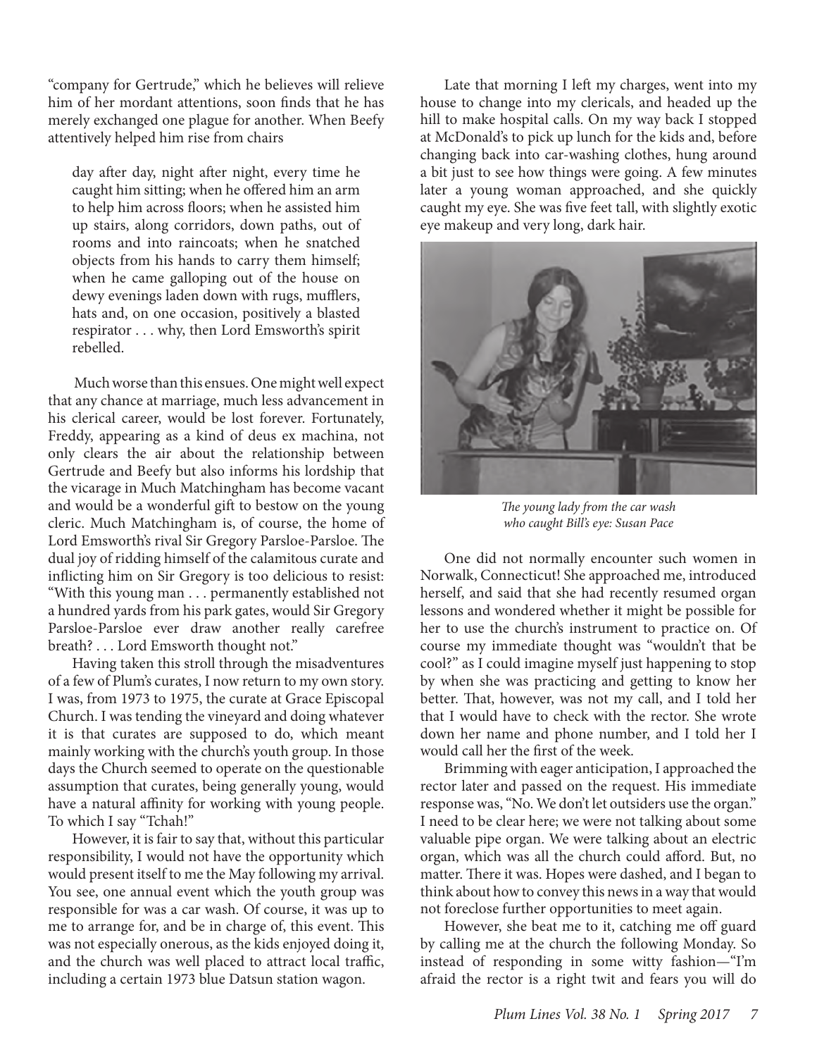"company for Gertrude," which he believes will relieve him of her mordant attentions, soon finds that he has merely exchanged one plague for another. When Beefy attentively helped him rise from chairs

> day after day, night after night, every time he caught him sitting; when he offered him an arm to help him across floors; when he assisted him up stairs, along corridors, down paths, out of rooms and into raincoats; when he snatched objects from his hands to carry them himself; when he came galloping out of the house on dewy evenings laden down with rugs, mufflers, hats and, on one occasion, positively a blasted respirator . . . why, then Lord Emsworth's spirit rebelled.

Much worse than this ensues. One might well expect that any chance at marriage, much less advancement in his clerical career, would be lost forever. Fortunately, Freddy, appearing as a kind of deus ex machina, not only clears the air about the relationship between Gertrude and Beefy but also informs his lordship that the vicarage in Much Matchingham has become vacant and would be a wonderful gift to bestow on the young cleric. Much Matchingham is, of course, the home of Lord Emsworth's rival Sir Gregory Parsloe-Parsloe. The dual joy of ridding himself of the calamitous curate and inflicting him on Sir Gregory is too delicious to resist: "With this young man . . . permanently established not a hundred yards from his park gates, would Sir Gregory Parsloe-Parsloe ever draw another really carefree breath? . . . Lord Emsworth thought not."

Having taken this stroll through the misadventures of a few of Plum's curates, I now return to my own story. I was, from 1973 to 1975, the curate at Grace Episcopal Church. I was tending the vineyard and doing whatever it is that curates are supposed to do, which meant mainly working with the church's youth group. In those days the Church seemed to operate on the questionable assumption that curates, being generally young, would have a natural affinity for working with young people. To which I say "Tchah!"

However, it is fair to say that, without this particular responsibility, I would not have the opportunity which would present itself to me the May following my arrival. You see, one annual event which the youth group was responsible for was a car wash. Of course, it was up to me to arrange for, and be in charge of, this event. This was not especially onerous, as the kids enjoyed doing it, and the church was well placed to attract local traffic, including a certain 1973 blue Datsun station wagon.

Late that morning I left my charges, went into my house to change into my clericals, and headed up the hill to make hospital calls. On my way back I stopped at McDonald's to pick up lunch for the kids and, before changing back into car-washing clothes, hung around a bit just to see how things were going. A few minutes later a young woman approached, and she quickly caught my eye. She was five feet tall, with slightly exotic eye makeup and very long, dark hair.

*The young lady from the car wash who caught Bill's eye: Susan Pace*

One did not normally encounter such women in Norwalk, Connecticut! She approached me, introduced herself, and said that she had recently resumed organ lessons and wondered whether it might be possible for her to use the church's instrument to practice on. Of course my immediate thought was "wouldn't that be cool?" as I could imagine myself just happening to stop by when she was practicing and getting to know her better. That, however, was not my call, and I told her that I would have to check with the rector. She wrote down her name and phone number, and I told her I would call her the first of the week.

Brimming with eager anticipation, I approached the rector later and passed on the request. His immediate response was, "No. We don't let outsiders use the organ." I need to be clear here; we were not talking about some valuable pipe organ. We were talking about an electric organ, which was all the church could afford. But, no matter. There it was. Hopes were dashed, and I began to think about how to convey this news in a way that would not foreclose further opportunities to meet again.

However, she beat me to it, catching me off guard by calling me at the church the following Monday. So instead of responding in some witty fashion—"I'm afraid the rector is a right twit and fears you will do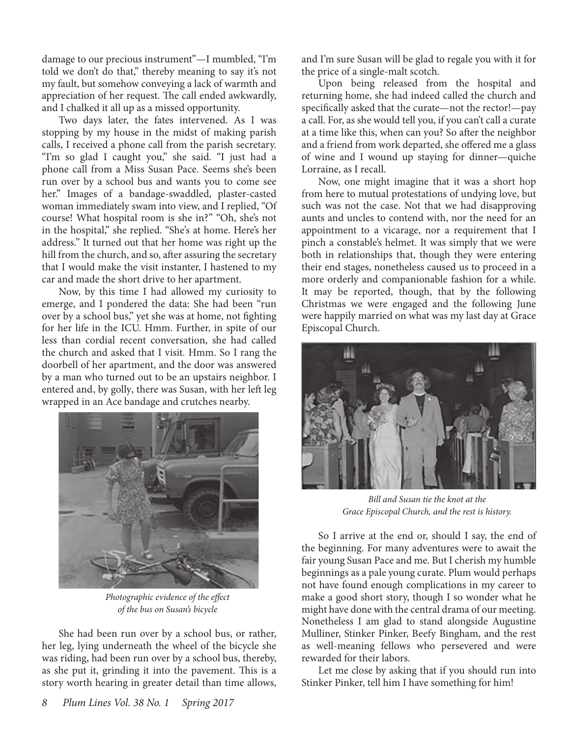damage to our precious instrument"—I mumbled, "I'm told we don't do that," thereby meaning to say it's not my fault, but somehow conveying a lack of warmth and appreciation of her request. The call ended awkwardly, and I chalked it all up as a missed opportunity.

Two days later, the fates intervened. As I was stopping by my house in the midst of making parish calls, I received a phone call from the parish secretary. "I'm so glad I caught you," she said. "I just had a phone call from a Miss Susan Pace. Seems she's been run over by a school bus and wants you to come see her." Images of a bandage-swaddled, plaster-casted woman immediately swam into view, and I replied, "Of course! What hospital room is she in?" "Oh, she's not in the hospital," she replied. "She's at home. Here's her address." It turned out that her home was right up the hill from the church, and so, after assuring the secretary that I would make the visit instanter, I hastened to my car and made the short drive to her apartment.

Now, by this time I had allowed my curiosity to emerge, and I pondered the data: She had been "run over by a school bus," yet she was at home, not fighting for her life in the ICU. Hmm. Further, in spite of our less than cordial recent conversation, she had called the church and asked that I visit. Hmm. So I rang the doorbell of her apartment, and the door was answered by a man who turned out to be an upstairs neighbor. I entered and, by golly, there was Susan, with her left leg wrapped in an Ace bandage and crutches nearby.

*Photographic evidence of the effect of the bus on Susan's bicycle*

She had been run over by a school bus, or rather, her leg, lying underneath the wheel of the bicycle she was riding, had been run over by a school bus, thereby, as she put it, grinding it into the pavement. This is a story worth hearing in greater detail than time allows, and I'm sure Susan will be glad to regale you with it for the price of a single-malt scotch.

Upon being released from the hospital and returning home, she had indeed called the church and specifically asked that the curate—not the rector!—pay a call. For, as she would tell you, if you can't call a curate at a time like this, when can you? So after the neighbor and a friend from work departed, she offered me a glass of wine and I wound up staying for dinner—quiche Lorraine, as I recall.

Now, one might imagine that it was a short hop from here to mutual protestations of undying love, but such was not the case. Not that we had disapproving aunts and uncles to contend with, nor the need for an appointment to a vicarage, nor a requirement that I pinch a constable's helmet. It was simply that we were both in relationships that, though they were entering their end stages, nonetheless caused us to proceed in a more orderly and companionable fashion for a while. It may be reported, though, that by the following Christmas we were engaged and the following June were happily married on what was my last day at Grace Episcopal Church.

*Bill and Susan tie the knot at the Grace Episcopal Church, and the rest is history.*

So I arrive at the end or, should I say, the end of the beginning. For many adventures were to await the fair young Susan Pace and me. But I cherish my humble beginnings as a pale young curate. Plum would perhaps not have found enough complications in my career to make a good short story, though I so wonder what he might have done with the central drama of our meeting. Nonetheless I am glad to stand alongside Augustine Mulliner, Stinker Pinker, Beefy Bingham, and the rest as well-meaning fellows who persevered and were rewarded for their labors.

Let me close by asking that if you should run into Stinker Pinker, tell him I have something for him!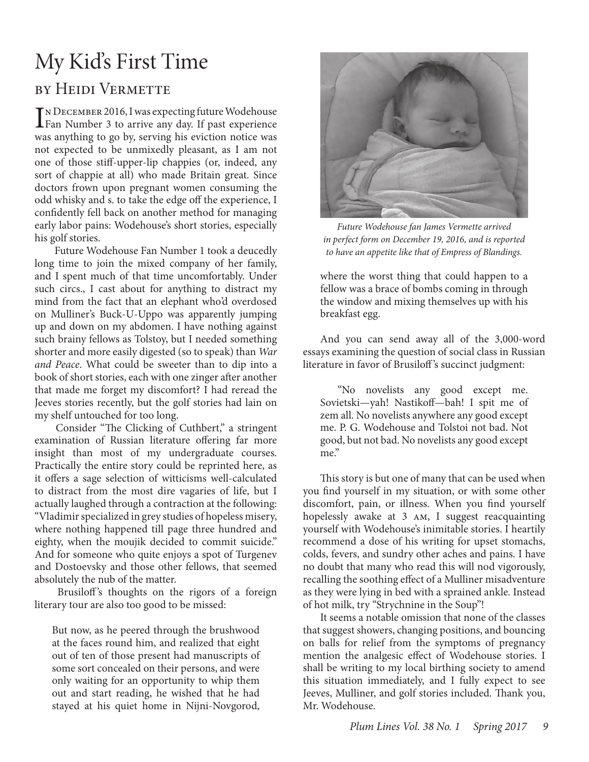# My Kid's First Time

## by Heidi Vermette

In December 2016, I was expecting future Wodehouse Fan Number 3 to arrive any day. If past experience was anything to go by, serving his eviction notice was not expected to be unmixedly pleasant, as I am not one of those stiff-upper-lip chappies (or, indeed, any sort of chappie at all) who made Britain great. Since doctors frown upon pregnant women consuming the odd whisky and s. to take the edge off the experience, I confidently fell back on another method for managing early labor pains: Wodehouse's short stories, especially his golf stories.

Future Wodehouse Fan Number 1 took a deucedly long time to join the mixed company of her family, and I spent much of that time uncomfortably. Under such circs., I cast about for anything to distract my mind from the fact that an elephant who'd overdosed on Mulliner's Buck-U-Uppo was apparently jumping up and down on my abdomen. I have nothing against such brainy fellows as Tolstoy, but I needed something shorter and more easily digested (so to speak) than *War and Peace*. What could be sweeter than to dip into a book of short stories, each with one zinger after another that made me forget my discomfort? I had reread the Jeeves stories recently, but the golf stories had lain on my shelf untouched for too long.

Consider "The Clicking of Cuthbert," a stringent examination of Russian literature offering far more insight than most of my undergraduate courses. Practically the entire story could be reprinted here, as it offers a sage selection of witticisms well-calculated to distract from the most dire vagaries of life, but I actually laughed through a contraction at the following: "Vladimir specialized in grey studies of hopeless misery, where nothing happened till page three hundred and eighty, when the moujik decided to commit suicide." And for someone who quite enjoys a spot of Turgenev and Dostoevsky and those other fellows, that seemed absolutely the nub of the matter.

Brusiloff's thoughts on the rigors of a foreign literary tour are also too good to be missed:

> But now, as he peered through the brushwood at the faces round him, and realized that eight out of ten of those present had manuscripts of some sort concealed on their persons, and were only waiting for an opportunity to whip them out and start reading, he wished that he had stayed at his quiet home in Nijni-Novgorod, where the worst thing that could happen to a fellow was a brace of bombs coming in through the window and mixing themselves up with his breakfast egg.

*Future Wodehouse fan James Vermette arrived in perfect form on December 19, 2016, and is reported to have an appetite like that of Empress of Blandings.*

And you can send away all of the 3,000-word essays examining the question of social class in Russian literature in favor of Brusiloff's succinct judgment:

> "No novelists any good except me. Sovietski—yah! Nastikoff—bah! I spit me of zem all. No novelists anywhere any good except me. P. G. Wodehouse and Tolstoi not bad. Not good, but not bad. No novelists any good except me."

This story is but one of many that can be used when you find yourself in my situation, or with some other discomfort, pain, or illness. When you find yourself hopelessly awake at 3 AM, I suggest reacquainting yourself with Wodehouse's inimitable stories. I heartily recommend a dose of his writing for upset stomachs, colds, fevers, and sundry other aches and pains. I have no doubt that many who read this will nod vigorously, recalling the soothing effect of a Mulliner misadventure as they were lying in bed with a sprained ankle. Instead of hot milk, try "Strychnine in the Soup"!

It seems a notable omission that none of the classes that suggest showers, changing positions, and bouncing on balls for relief from the symptoms of pregnancy mention the analgesic effect of Wodehouse stories. I shall be writing to my local birthing society to amend this situation immediately, and I fully expect to see Jeeves, Mulliner, and golf stories included. Thank you, Mr. Wodehouse.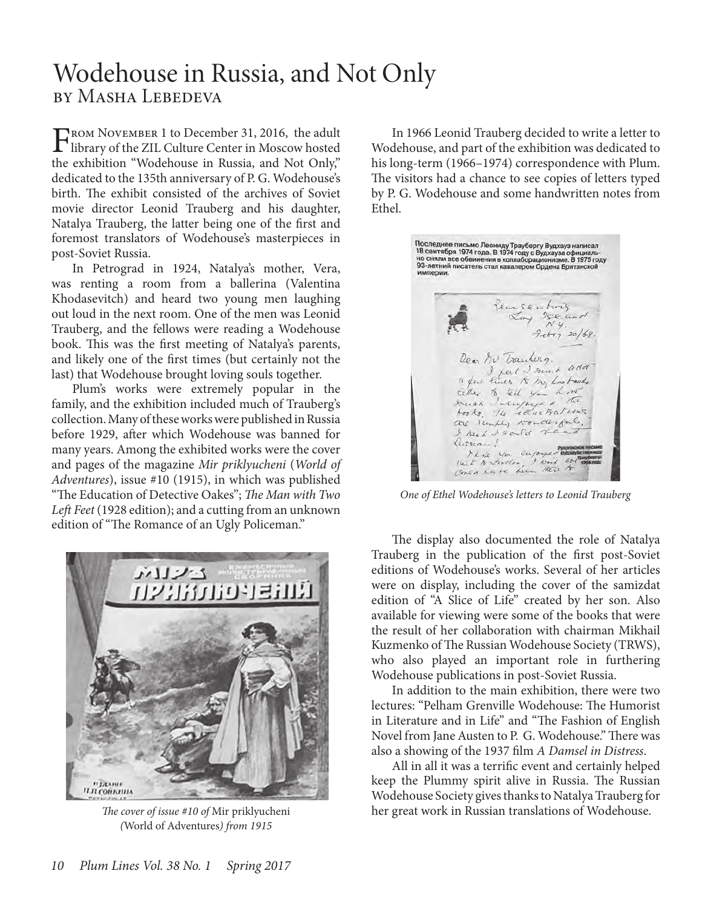# Wodehouse in Russia, and Not Only

## by Masha Lebedeva

From November 1 to December 31, 2016, the adult library of the ZIL Culture Center in Moscow hosted the exhibition "Wodehouse in Russia, and Not Only," dedicated to the 135th anniversary of P. G. Wodehouse's birth. The exhibit consisted of the archives of Soviet movie director Leonid Trauberg and his daughter, Natalya Trauberg, the latter being one of the first and foremost translators of Wodehouse's masterpieces in post-Soviet Russia.

In Petrograd in 1924, Natalya's mother, Vera, was renting a room from a ballerina (Valentina Khodasevitch) and heard two young men laughing out loud in the next room. One of the men was Leonid Trauberg, and the fellows were reading a Wodehouse book. This was the first meeting of Natalya's parents, and likely one of the first times (but certainly not the last) that Wodehouse brought loving souls together.

Plum's works were extremely popular in the family, and the exhibition included much of Trauberg's collection. Many of these works were published in Russia before 1929, after which Wodehouse was banned for many years. Among the exhibited works were the cover and pages of the magazine *Mir priklyucheni* (*World of Adventures*), issue #10 (1915), in which was published "The Education of Detective Oakes"; *The Man with Two Left Feet* (1928 edition); and a cutting from an unknown edition of "The Romance of an Ugly Policeman."

*The cover of issue #10 of* Mir priklyucheni *(*World of Adventures*) from 1915*

In 1966 Leonid Trauberg decided to write a letter to Wodehouse, and part of the exhibition was dedicated to his long-term (1966–1974) correspondence with Plum. The visitors had a chance to see copies of letters typed by P. G. Wodehouse and some handwritten notes from Ethel.

*One of Ethel Wodehouse's letters to Leonid Trauberg*

The display also documented the role of Natalya Trauberg in the publication of the first post-Soviet editions of Wodehouse's works. Several of her articles were on display, including the cover of the samizdat edition of "A Slice of Life" created by her son. Also available for viewing were some of the books that were the result of her collaboration with chairman Mikhail Kuzmenko of The Russian Wodehouse Society (TRWS), who also played an important role in furthering Wodehouse publications in post-Soviet Russia.

In addition to the main exhibition, there were two lectures: "Pelham Grenville Wodehouse: The Humorist in Literature and in Life" and "The Fashion of English Novel from Jane Austen to P. G. Wodehouse." There was also a showing of the 1937 film *A Damsel in Distress*.

All in all it was a terrific event and certainly helped keep the Plummy spirit alive in Russia. The Russian Wodehouse Society gives thanks to Natalya Trauberg for her great work in Russian translations of Wodehouse.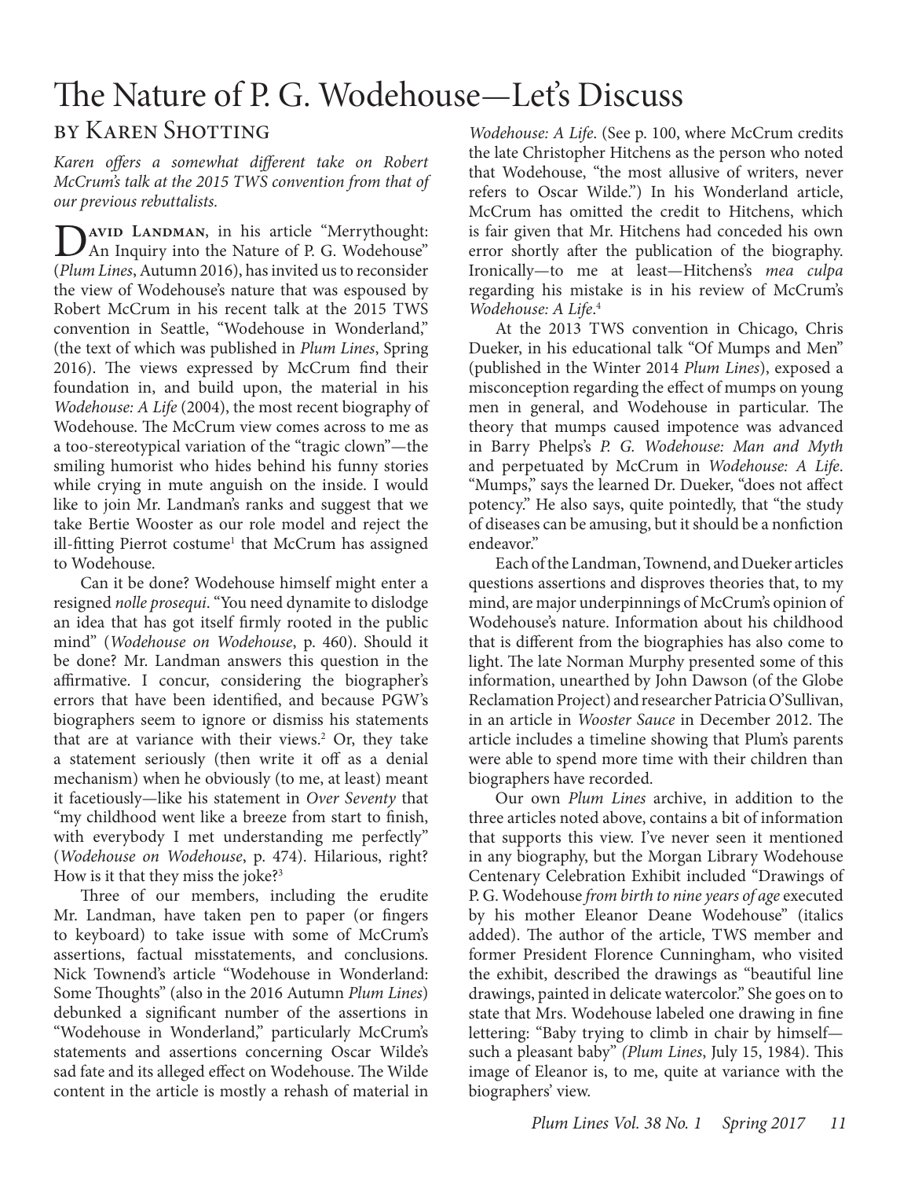# The Nature of P. G. Wodehouse—Let's Discuss

## by Karen Shotting

*Karen offers a somewhat different take on Robert McCrum's talk at the 2015 TWS convention from that of our previous rebuttalists.*

**David Landman**, in his article "Merrythought: An Inquiry into the Nature of P. G. Wodehouse" (*Plum Lines*, Autumn 2016), has invited us to reconsider the view of Wodehouse's nature that was espoused by Robert McCrum in his recent talk at the 2015 TWS convention in Seattle, "Wodehouse in Wonderland," (the text of which was published in *Plum Lines*, Spring 2016). The views expressed by McCrum find their foundation in, and build upon, the material in his *Wodehouse: A Life* (2004), the most recent biography of Wodehouse. The McCrum view comes across to me as a too-stereotypical variation of the "tragic clown"—the smiling humorist who hides behind his funny stories while crying in mute anguish on the inside. I would like to join Mr. Landman's ranks and suggest that we take Bertie Wooster as our role model and reject the ill-fitting Pierrot costume[1] that McCrum has assigned to Wodehouse.

Can it be done? Wodehouse himself might enter a resigned *nolle prosequi*. "You need dynamite to dislodge an idea that has got itself firmly rooted in the public mind" (*Wodehouse on Wodehouse*, p. 460). Should it be done? Mr. Landman answers this question in the affirmative. I concur, considering the biographer's errors that have been identified, and because PGW's biographers seem to ignore or dismiss his statements that are at variance with their views.[2] Or, they take a statement seriously (then write it off as a denial mechanism) when he obviously (to me, at least) meant it facetiously—like his statement in *Over Seventy* that "my childhood went like a breeze from start to finish, with everybody I met understanding me perfectly" (*Wodehouse on Wodehouse*, p. 474). Hilarious, right? How is it that they miss the joke?[3]

Three of our members, including the erudite Mr. Landman, have taken pen to paper (or fingers to keyboard) to take issue with some of McCrum's assertions, factual misstatements, and conclusions. Nick Townend's article "Wodehouse in Wonderland: Some Thoughts" (also in the 2016 Autumn *Plum Lines*) debunked a significant number of the assertions in "Wodehouse in Wonderland," particularly McCrum's statements and assertions concerning Oscar Wilde's sad fate and its alleged effect on Wodehouse. The Wilde content in the article is mostly a rehash of material in *Wodehouse: A Life*. (See p. 100, where McCrum credits the late Christopher Hitchens as the person who noted that Wodehouse, "the most allusive of writers, never refers to Oscar Wilde.") In his Wonderland article, McCrum has omitted the credit to Hitchens, which is fair given that Mr. Hitchens had conceded his own error shortly after the publication of the biography. Ironically—to me at least—Hitchens's *mea culpa* regarding his mistake is in his review of McCrum's *Wodehouse: A Life*.[4]

At the 2013 TWS convention in Chicago, Chris Dueker, in his educational talk "Of Mumps and Men" (published in the Winter 2014 *Plum Lines*), exposed a misconception regarding the effect of mumps on young men in general, and Wodehouse in particular. The theory that mumps caused impotence was advanced in Barry Phelps's *P. G. Wodehouse: Man and Myth* and perpetuated by McCrum in *Wodehouse: A Life*. "Mumps," says the learned Dr. Dueker, "does not affect potency." He also says, quite pointedly, that "the study of diseases can be amusing, but it should be a nonfiction endeavor."

Each of the Landman, Townend, and Dueker articles questions assertions and disproves theories that, to my mind, are major underpinnings of McCrum's opinion of Wodehouse's nature. Information about his childhood that is different from the biographies has also come to light. The late Norman Murphy presented some of this information, unearthed by John Dawson (of the Globe Reclamation Project) and researcher Patricia O'Sullivan, in an article in *Wooster Sauce* in December 2012. The article includes a timeline showing that Plum's parents were able to spend more time with their children than biographers have recorded.

Our own *Plum Lines* archive, in addition to the three articles noted above, contains a bit of information that supports this view. I've never seen it mentioned in any biography, but the Morgan Library Wodehouse Centenary Celebration Exhibit included "Drawings of P. G. Wodehouse *from birth to nine years of age* executed by his mother Eleanor Deane Wodehouse" (italics added). The author of the article, TWS member and former President Florence Cunningham, who visited the exhibit, described the drawings as "beautiful line drawings, painted in delicate watercolor." She goes on to state that Mrs. Wodehouse labeled one drawing in fine lettering: "Baby trying to climb in chair by himself—such a pleasant baby" (*Plum Lines*, July 15, 1984). This image of Eleanor is, to me, quite at variance with the biographers' view.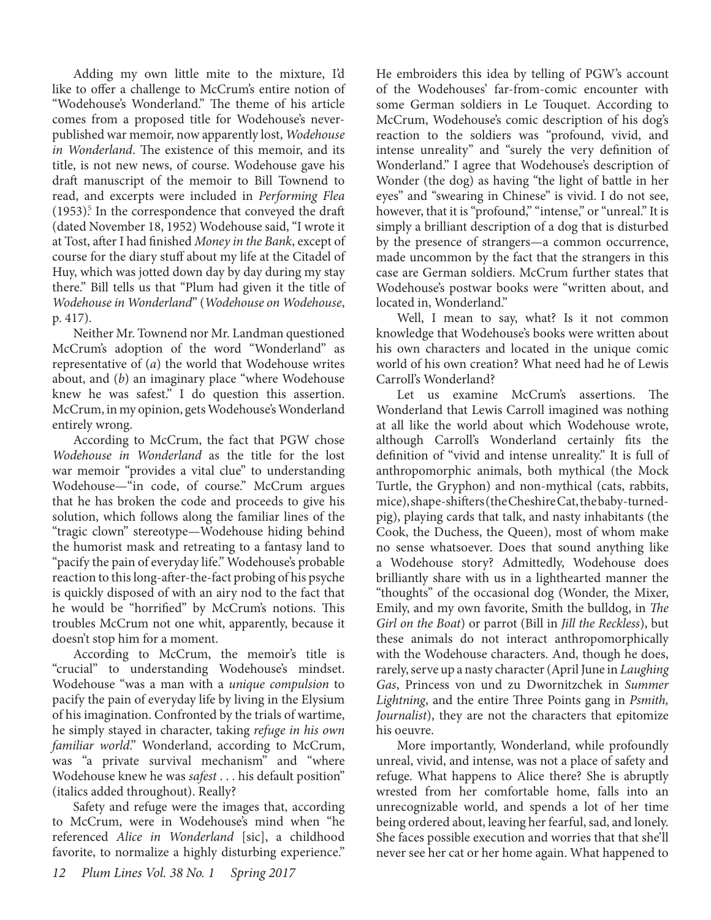Adding my own little mite to the mixture, I'd like to offer a challenge to McCrum's entire notion of "Wodehouse's Wonderland." The theme of his article comes from a proposed title for Wodehouse's never-published war memoir, now apparently lost, *Wodehouse in Wonderland*. The existence of this memoir, and its title, is not new news, of course. Wodehouse gave his draft manuscript of the memoir to Bill Townend to read, and excerpts were included in *Performing Flea* (1953).[5] In the correspondence that conveyed the draft (dated November 18, 1952) Wodehouse said, "I wrote it at Tost, after I had finished *Money in the Bank*, except of course for the diary stuff about my life at the Citadel of Huy, which was jotted down day by day during my stay there." Bill tells us that "Plum had given it the title of *Wodehouse in Wonderland*" (*Wodehouse on Wodehouse*, p. 417).

Neither Mr. Townend nor Mr. Landman questioned McCrum's adoption of the word "Wonderland" as representative of (*a*) the world that Wodehouse writes about, and (*b*) an imaginary place "where Wodehouse knew he was safest." I do question this assertion. McCrum, in my opinion, gets Wodehouse's Wonderland entirely wrong.

According to McCrum, the fact that PGW chose *Wodehouse in Wonderland* as the title for the lost war memoir "provides a vital clue" to understanding Wodehouse—"in code, of course." McCrum argues that he has broken the code and proceeds to give his solution, which follows along the familiar lines of the "tragic clown" stereotype—Wodehouse hiding behind the humorist mask and retreating to a fantasy land to "pacify the pain of everyday life." Wodehouse's probable reaction to this long-after-the-fact probing of his psyche is quickly disposed of with an airy nod to the fact that he would be "horrified" by McCrum's notions. This troubles McCrum not one whit, apparently, because it doesn't stop him for a moment.

According to McCrum, the memoir's title is "crucial" to understanding Wodehouse's mindset. Wodehouse "was a man with a *unique compulsion* to pacify the pain of everyday life by living in the Elysium of his imagination. Confronted by the trials of wartime, he simply stayed in character, taking *refuge in his own familiar world*." Wonderland, according to McCrum, was "a private survival mechanism" and "where Wodehouse knew he was *safest* . . . his default position" (italics added throughout). Really?

Safety and refuge were the images that, according to McCrum, were in Wodehouse's mind when "he referenced *Alice in Wonderland* [sic], a childhood favorite, to normalize a highly disturbing experience." He embroiders this idea by telling of PGW's account of the Wodehouses' far-from-comic encounter with some German soldiers in Le Touquet. According to McCrum, Wodehouse's comic description of his dog's reaction to the soldiers was "profound, vivid, and intense unreality" and "surely the very definition of Wonderland." I agree that Wodehouse's description of Wonder (the dog) as having "the light of battle in her eyes" and "swearing in Chinese" is vivid. I do not see, however, that it is "profound," "intense," or "unreal." It is simply a brilliant description of a dog that is disturbed by the presence of strangers—a common occurrence, made uncommon by the fact that the strangers in this case are German soldiers. McCrum further states that Wodehouse's postwar books were "written about, and located in, Wonderland."

Well, I mean to say, what? Is it not common knowledge that Wodehouse's books were written about his own characters and located in the unique comic world of his own creation? What need had he of Lewis Carroll's Wonderland?

Let us examine McCrum's assertions. The Wonderland that Lewis Carroll imagined was nothing at all like the world about which Wodehouse wrote, although Carroll's Wonderland certainly fits the definition of "vivid and intense unreality." It is full of anthropomorphic animals, both mythical (the Mock Turtle, the Gryphon) and non-mythical (cats, rabbits, mice), shape-shifters (the Cheshire Cat, the baby-turned-pig), playing cards that talk, and nasty inhabitants (the Cook, the Duchess, the Queen), most of whom make no sense whatsoever. Does that sound anything like a Wodehouse story? Admittedly, Wodehouse does brilliantly share with us in a lighthearted manner the "thoughts" of the occasional dog (Wonder, the Mixer, Emily, and my own favorite, Smith the bulldog, in *The Girl on the Boat*) or parrot (Bill in *Jill the Reckless*), but these animals do not interact anthropomorphically with the Wodehouse characters. And, though he does, rarely, serve up a nasty character (April June in *Laughing Gas*, Princess von und zu Dwornitzchek in *Summer Lightning*, and the entire Three Points gang in *Psmith, Journalist*), they are not the characters that epitomize his oeuvre.

More importantly, Wonderland, while profoundly unreal, vivid, and intense, was not a place of safety and refuge. What happens to Alice there? She is abruptly wrested from her comfortable home, falls into an unrecognizable world, and spends a lot of her time being ordered about, leaving her fearful, sad, and lonely. She faces possible execution and worries that that she'll never see her cat or her home again. What happened to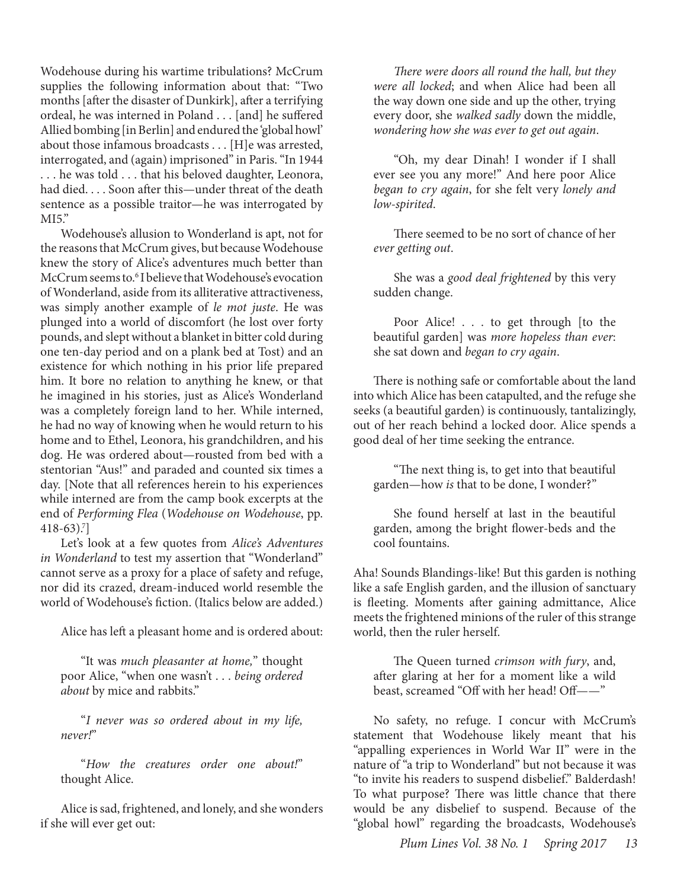Wodehouse during his wartime tribulations? McCrum supplies the following information about that: "Two months [after the disaster of Dunkirk], after a terrifying ordeal, he was interned in Poland . . . [and] he suffered Allied bombing [in Berlin] and endured the 'global howl' about those infamous broadcasts . . . [H]e was arrested, interrogated, and (again) imprisoned" in Paris. "In 1944 . . . he was told . . . that his beloved daughter, Leonora, had died. . . . Soon after this—under threat of the death sentence as a possible traitor—he was interrogated by MI5."

Wodehouse's allusion to Wonderland is apt, not for the reasons that McCrum gives, but because Wodehouse knew the story of Alice's adventures much better than McCrum seems to.[6] I believe that Wodehouse's evocation of Wonderland, aside from its alliterative attractiveness, was simply another example of *le mot juste*. He was plunged into a world of discomfort (he lost over forty pounds, and slept without a blanket in bitter cold during one ten-day period and on a plank bed at Tost) and an existence for which nothing in his prior life prepared him. It bore no relation to anything he knew, or that he imagined in his stories, just as Alice's Wonderland was a completely foreign land to her. While interned, he had no way of knowing when he would return to his home and to Ethel, Leonora, his grandchildren, and his dog. He was ordered about—rousted from bed with a stentorian "Aus!" and paraded and counted six times a day. [Note that all references herein to his experiences while interned are from the camp book excerpts at the end of *Performing Flea* (*Wodehouse on Wodehouse*, pp. 418-63).[7]]

Let's look at a few quotes from *Alice's Adventures in Wonderland* to test my assertion that "Wonderland" cannot serve as a proxy for a place of safety and refuge, nor did its crazed, dream-induced world resemble the world of Wodehouse's fiction. (Italics below are added.)

Alice has left a pleasant home and is ordered about:

> "It was *much pleasanter at home,*" thought poor Alice, "when one wasn't . . . *being ordered about* by mice and rabbits."

> "*I never was so ordered about in my life, never!*"

> "*How the creatures order one about!*" thought Alice.

Alice is sad, frightened, and lonely, and she wonders if she will ever get out:

> *There were doors all round the hall, but they were all locked*; and when Alice had been all the way down one side and up the other, trying every door, she *walked sadly* down the middle, *wondering how she was ever to get out again*.

> "Oh, my dear Dinah! I wonder if I shall ever see you any more!" And here poor Alice *began to cry again*, for she felt very *lonely and low-spirited*.

> There seemed to be no sort of chance of her *ever getting out*.

> She was a *good deal frightened* by this very sudden change.

> Poor Alice! . . . to get through [to the beautiful garden] was *more hopeless than ever*: she sat down and *began to cry again*.

There is nothing safe or comfortable about the land into which Alice has been catapulted, and the refuge she seeks (a beautiful garden) is continuously, tantalizingly, out of her reach behind a locked door. Alice spends a good deal of her time seeking the entrance.

> "The next thing is, to get into that beautiful garden—how *is* that to be done, I wonder?"

> She found herself at last in the beautiful garden, among the bright flower-beds and the cool fountains.

Aha! Sounds Blandings-like! But this garden is nothing like a safe English garden, and the illusion of sanctuary is fleeting. Moments after gaining admittance, Alice meets the frightened minions of the ruler of this strange world, then the ruler herself.

> The Queen turned *crimson with fury*, and, after glaring at her for a moment like a wild beast, screamed "Off with her head! Off——"

No safety, no refuge. I concur with McCrum's statement that Wodehouse likely meant that his "appalling experiences in World War II" were in the nature of "a trip to Wonderland" but not because it was "to invite his readers to suspend disbelief." Balderdash! To what purpose? There was little chance that there would be any disbelief to suspend. Because of the "global howl" regarding the broadcasts, Wodehouse's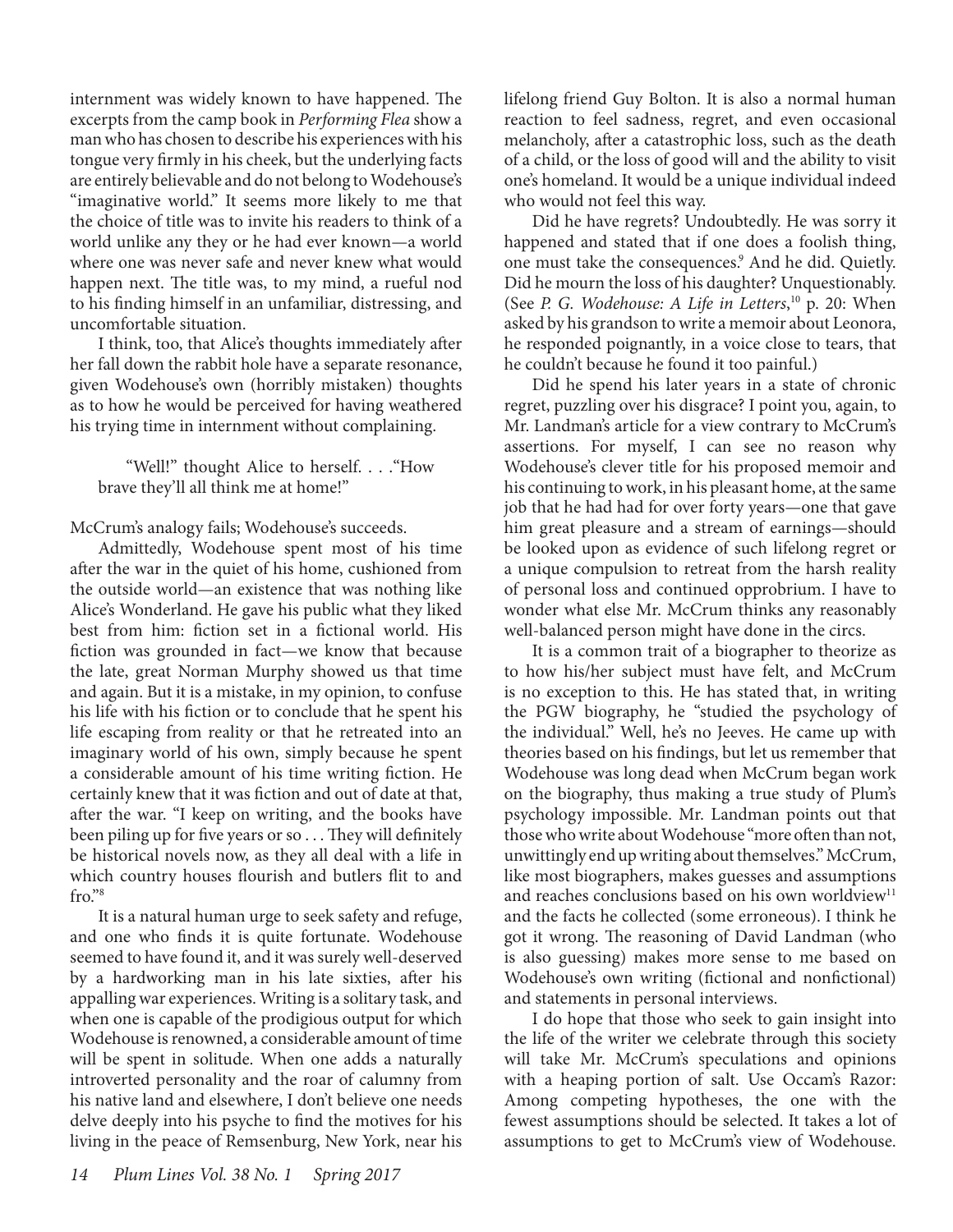internment was widely known to have happened. The excerpts from the camp book in *Performing Flea* show a man who has chosen to describe his experiences with his tongue very firmly in his cheek, but the underlying facts are entirely believable and do not belong to Wodehouse's "imaginative world." It seems more likely to me that the choice of title was to invite his readers to think of a world unlike any they or he had ever known—a world where one was never safe and never knew what would happen next. The title was, to my mind, a rueful nod to his finding himself in an unfamiliar, distressing, and uncomfortable situation.

I think, too, that Alice's thoughts immediately after her fall down the rabbit hole have a separate resonance, given Wodehouse's own (horribly mistaken) thoughts as to how he would be perceived for having weathered his trying time in internment without complaining.

> "Well!" thought Alice to herself. . . ."How brave they'll all think me at home!"

McCrum's analogy fails; Wodehouse's succeeds.

Admittedly, Wodehouse spent most of his time after the war in the quiet of his home, cushioned from the outside world—an existence that was nothing like Alice's Wonderland. He gave his public what they liked best from him: fiction set in a fictional world. His fiction was grounded in fact—we know that because the late, great Norman Murphy showed us that time and again. But it is a mistake, in my opinion, to confuse his life with his fiction or to conclude that he spent his life escaping from reality or that he retreated into an imaginary world of his own, simply because he spent a considerable amount of his time writing fiction. He certainly knew that it was fiction and out of date at that, after the war. "I keep on writing, and the books have been piling up for five years or so . . . They will definitely be historical novels now, as they all deal with a life in which country houses flourish and butlers flit to and fro."[8]

It is a natural human urge to seek safety and refuge, and one who finds it is quite fortunate. Wodehouse seemed to have found it, and it was surely well-deserved by a hardworking man in his late sixties, after his appalling war experiences. Writing is a solitary task, and when one is capable of the prodigious output for which Wodehouse is renowned, a considerable amount of time will be spent in solitude. When one adds a naturally introverted personality and the roar of calumny from his native land and elsewhere, I don't believe one needs delve deeply into his psyche to find the motives for his living in the peace of Remsenburg, New York, near his lifelong friend Guy Bolton. It is also a normal human reaction to feel sadness, regret, and even occasional melancholy, after a catastrophic loss, such as the death of a child, or the loss of good will and the ability to visit one's homeland. It would be a unique individual indeed who would not feel this way.

Did he have regrets? Undoubtedly. He was sorry it happened and stated that if one does a foolish thing, one must take the consequences.[9] And he did. Quietly. Did he mourn the loss of his daughter? Unquestionably. (See *P. G. Wodehouse: A Life in Letters*,[10] p. 20: When asked by his grandson to write a memoir about Leonora, he responded poignantly, in a voice close to tears, that he couldn't because he found it too painful.)

Did he spend his later years in a state of chronic regret, puzzling over his disgrace? I point you, again, to Mr. Landman's article for a view contrary to McCrum's assertions. For myself, I can see no reason why Wodehouse's clever title for his proposed memoir and his continuing to work, in his pleasant home, at the same job that he had had for over forty years—one that gave him great pleasure and a stream of earnings—should be looked upon as evidence of such lifelong regret or a unique compulsion to retreat from the harsh reality of personal loss and continued opprobrium. I have to wonder what else Mr. McCrum thinks any reasonably well-balanced person might have done in the circs.

It is a common trait of a biographer to theorize as to how his/her subject must have felt, and McCrum is no exception to this. He has stated that, in writing the PGW biography, he "studied the psychology of the individual." Well, he's no Jeeves. He came up with theories based on his findings, but let us remember that Wodehouse was long dead when McCrum began work on the biography, thus making a true study of Plum's psychology impossible. Mr. Landman points out that those who write about Wodehouse "more often than not, unwittingly end up writing about themselves." McCrum, like most biographers, makes guesses and assumptions and reaches conclusions based on his own worldview[11] and the facts he collected (some erroneous). I think he got it wrong. The reasoning of David Landman (who is also guessing) makes more sense to me based on Wodehouse's own writing (fictional and nonfictional) and statements in personal interviews.

I do hope that those who seek to gain insight into the life of the writer we celebrate through this society will take Mr. McCrum's speculations and opinions with a heaping portion of salt. Use Occam's Razor: Among competing hypotheses, the one with the fewest assumptions should be selected. It takes a lot of assumptions to get to McCrum's view of Wodehouse.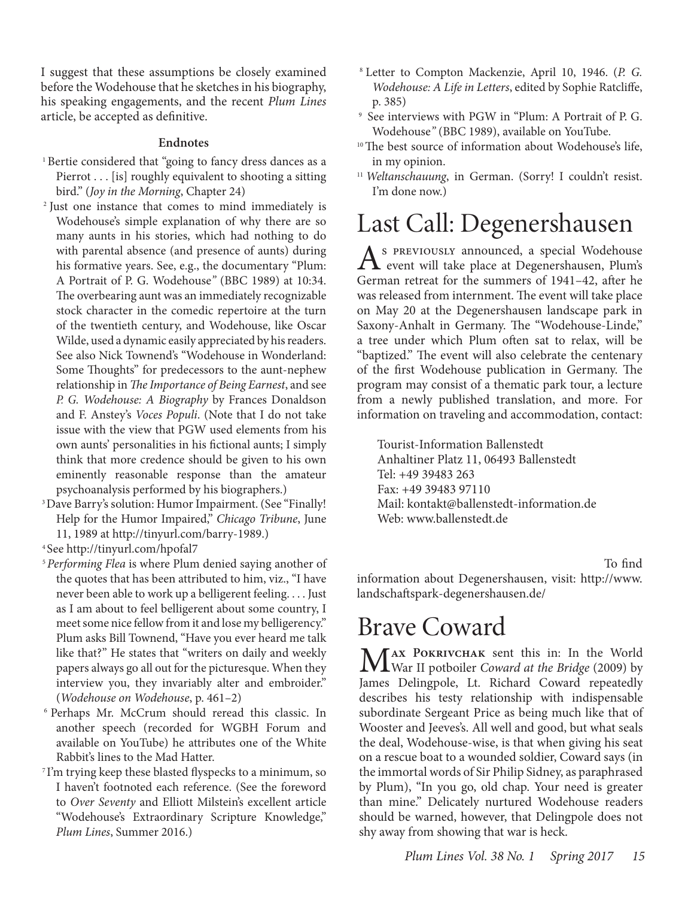I suggest that these assumptions be closely examined before the Wodehouse that he sketches in his biography, his speaking engagements, and the recent *Plum Lines* article, be accepted as definitive.

#### Endnotes

[1] Bertie considered that "going to fancy dress dances as a Pierrot . . . [is] roughly equivalent to shooting a sitting bird." (*Joy in the Morning*, Chapter 24)

[2] Just one instance that comes to mind immediately is Wodehouse's simple explanation of why there are so many aunts in his stories, which had nothing to do with parental absence (and presence of aunts) during his formative years. See, e.g., the documentary "Plum: A Portrait of P. G. Wodehouse" (BBC 1989) at 10:34. The overbearing aunt was an immediately recognizable stock character in the comedic repertoire at the turn of the twentieth century, and Wodehouse, like Oscar Wilde, used a dynamic easily appreciated by his readers. See also Nick Townend's "Wodehouse in Wonderland: Some Thoughts" for predecessors to the aunt-nephew relationship in *The Importance of Being Earnest*, and see *P. G. Wodehouse: A Biography* by Frances Donaldson and F. Anstey's *Voces Populi*. (Note that I do not take issue with the view that PGW used elements from his own aunts' personalities in his fictional aunts; I simply think that more credence should be given to his own eminently reasonable response than the amateur psychoanalysis performed by his biographers.)

[3] Dave Barry's solution: Humor Impairment. (See "Finally! Help for the Humor Impaired," *Chicago Tribune*, June 11, 1989 at http://tinyurl.com/barry-1989.)

[4] See http://tinyurl.com/hpofal7

[5] *Performing Flea* is where Plum denied saying another of the quotes that has been attributed to him, viz., "I have never been able to work up a belligerent feeling. . . . Just as I am about to feel belligerent about some country, I meet some nice fellow from it and lose my belligerency." Plum asks Bill Townend, "Have you ever heard me talk like that?" He states that "writers on daily and weekly papers always go all out for the picturesque. When they interview you, they invariably alter and embroider." (*Wodehouse on Wodehouse*, p. 461–2)

[6] Perhaps Mr. McCrum should reread this classic. In another speech (recorded for WGBH Forum and available on YouTube) he attributes one of the White Rabbit's lines to the Mad Hatter.

[7] I'm trying keep these blasted flyspecks to a minimum, so I haven't footnoted each reference. (See the foreword to *Over Seventy* and Elliott Milstein's excellent article "Wodehouse's Extraordinary Scripture Knowledge," *Plum Lines*, Summer 2016.)

[8] Letter to Compton Mackenzie, April 10, 1946. (*P. G. Wodehouse: A Life in Letters*, edited by Sophie Ratcliffe, p. 385)

[9] See interviews with PGW in "Plum: A Portrait of P. G. Wodehouse" (BBC 1989), available on YouTube.

[10] The best source of information about Wodehouse's life, in my opinion.

[11] *Weltanschauung*, in German. (Sorry! I couldn't resist. I'm done now.)

# Last Call: Degenershausen

As previously announced, a special Wodehouse event will take place at Degenershausen, Plum's German retreat for the summers of 1941–42, after he was released from internment. The event will take place on May 20 at the Degenershausen landscape park in Saxony-Anhalt in Germany. The "Wodehouse-Linde," a tree under which Plum often sat to relax, will be "baptized." The event will also celebrate the centenary of the first Wodehouse publication in Germany. The program may consist of a thematic park tour, a lecture from a newly published translation, and more. For information on traveling and accommodation, contact:

Tourist-Information Ballenstedt
Anhaltiner Platz 11, 06493 Ballenstedt
Tel: +49 39483 263
Fax: +49 39483 97110
Mail: kontakt@ballenstedt-information.de
Web: www.ballenstedt.de

To find information about Degenershausen, visit: http://www.landschaftspark-degenershausen.de/

# Brave Coward

Max Pokrivchak sent this in: In the World War II potboiler *Coward at the Bridge* (2009) by James Delingpole, Lt. Richard Coward repeatedly describes his testy relationship with indispensable subordinate Sergeant Price as being much like that of Wooster and Jeeves's. All well and good, but what seals the deal, Wodehouse-wise, is that when giving his seat on a rescue boat to a wounded soldier, Coward says (in the immortal words of Sir Philip Sidney, as paraphrased by Plum), "In you go, old chap. Your need is greater than mine." Delicately nurtured Wodehouse readers should be warned, however, that Delingpole does not shy away from showing that war is heck.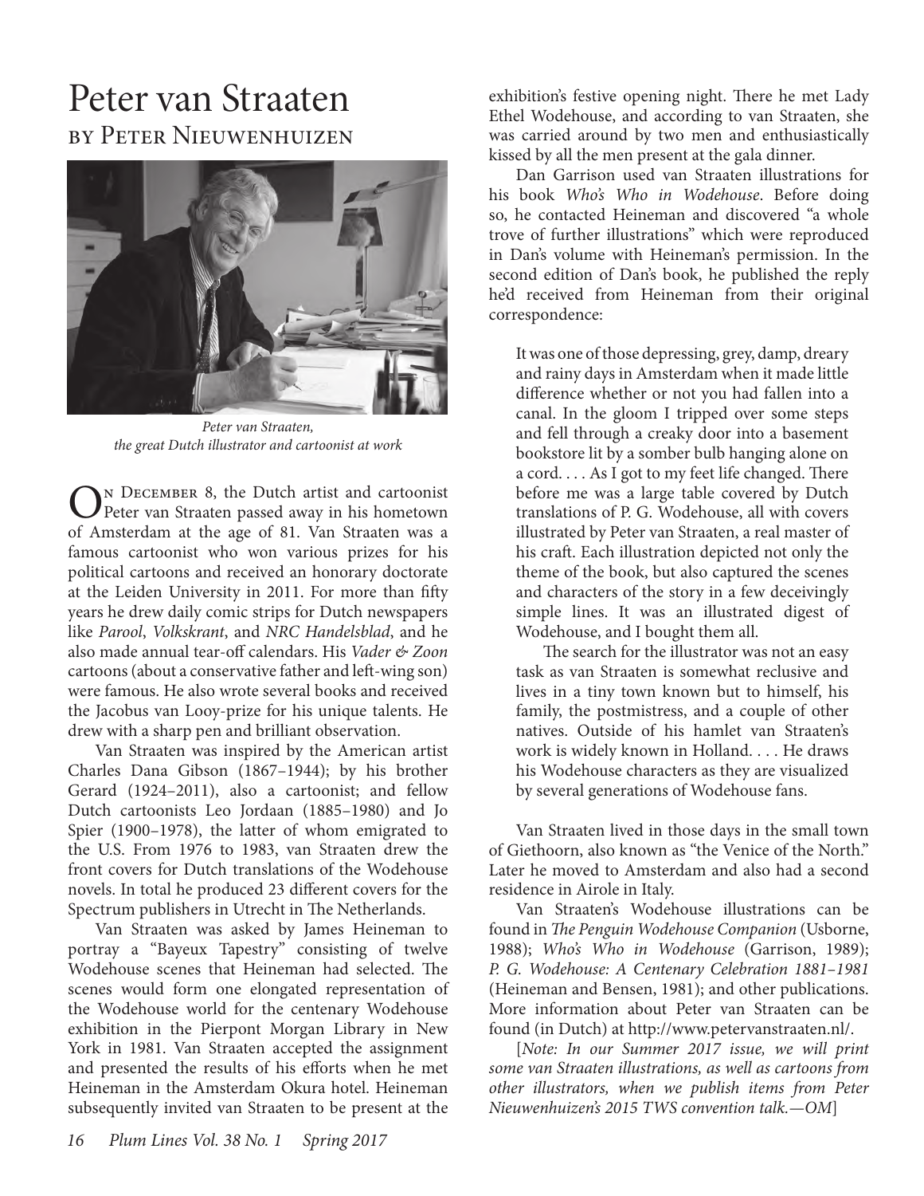# Peter van Straaten

## by Peter Nieuwenhuizen

*Peter van Straaten, the great Dutch illustrator and cartoonist at work*

On December 8, the Dutch artist and cartoonist Peter van Straaten passed away in his hometown of Amsterdam at the age of 81. Van Straaten was a famous cartoonist who won various prizes for his political cartoons and received an honorary doctorate at the Leiden University in 2011. For more than fifty years he drew daily comic strips for Dutch newspapers like *Parool*, *Volkskrant*, and *NRC Handelsblad*, and he also made annual tear-off calendars. His *Vader & Zoon* cartoons (about a conservative father and left-wing son) were famous. He also wrote several books and received the Jacobus van Looy-prize for his unique talents. He drew with a sharp pen and brilliant observation.

Van Straaten was inspired by the American artist Charles Dana Gibson (1867–1944); by his brother Gerard (1924–2011), also a cartoonist; and fellow Dutch cartoonists Leo Jordaan (1885–1980) and Jo Spier (1900–1978), the latter of whom emigrated to the U.S. From 1976 to 1983, van Straaten drew the front covers for Dutch translations of the Wodehouse novels. In total he produced 23 different covers for the Spectrum publishers in Utrecht in The Netherlands.

Van Straaten was asked by James Heineman to portray a "Bayeux Tapestry" consisting of twelve Wodehouse scenes that Heineman had selected. The scenes would form one elongated representation of the Wodehouse world for the centenary Wodehouse exhibition in the Pierpont Morgan Library in New York in 1981. Van Straaten accepted the assignment and presented the results of his efforts when he met Heineman in the Amsterdam Okura hotel. Heineman subsequently invited van Straaten to be present at the exhibition's festive opening night. There he met Lady Ethel Wodehouse, and according to van Straaten, she was carried around by two men and enthusiastically kissed by all the men present at the gala dinner.

Dan Garrison used van Straaten illustrations for his book *Who's Who in Wodehouse*. Before doing so, he contacted Heineman and discovered "a whole trove of further illustrations" which were reproduced in Dan's volume with Heineman's permission. In the second edition of Dan's book, he published the reply he'd received from Heineman from their original correspondence:

> It was one of those depressing, grey, damp, dreary and rainy days in Amsterdam when it made little difference whether or not you had fallen into a canal. In the gloom I tripped over some steps and fell through a creaky door into a basement bookstore lit by a somber bulb hanging alone on a cord. . . . As I got to my feet life changed. There before me was a large table covered by Dutch translations of P. G. Wodehouse, all with covers illustrated by Peter van Straaten, a real master of his craft. Each illustration depicted not only the theme of the book, but also captured the scenes and characters of the story in a few deceivingly simple lines. It was an illustrated digest of Wodehouse, and I bought them all.
>
> The search for the illustrator was not an easy task as van Straaten is somewhat reclusive and lives in a tiny town known but to himself, his family, the postmistress, and a couple of other natives. Outside of his hamlet van Straaten's work is widely known in Holland. . . . He draws his Wodehouse characters as they are visualized by several generations of Wodehouse fans.

Van Straaten lived in those days in the small town of Giethoorn, also known as "the Venice of the North." Later he moved to Amsterdam and also had a second residence in Airole in Italy.

Van Straaten's Wodehouse illustrations can be found in *The Penguin Wodehouse Companion* (Usborne, 1988); *Who's Who in Wodehouse* (Garrison, 1989); *P. G. Wodehouse: A Centenary Celebration 1881–1981* (Heineman and Bensen, 1981); and other publications. More information about Peter van Straaten can be found (in Dutch) at http://www.petervanstraaten.nl/.

[*Note: In our Summer 2017 issue, we will print some van Straaten illustrations, as well as cartoons from other illustrators, when we publish items from Peter Nieuwenhuizen's 2015 TWS convention talk.—OM*]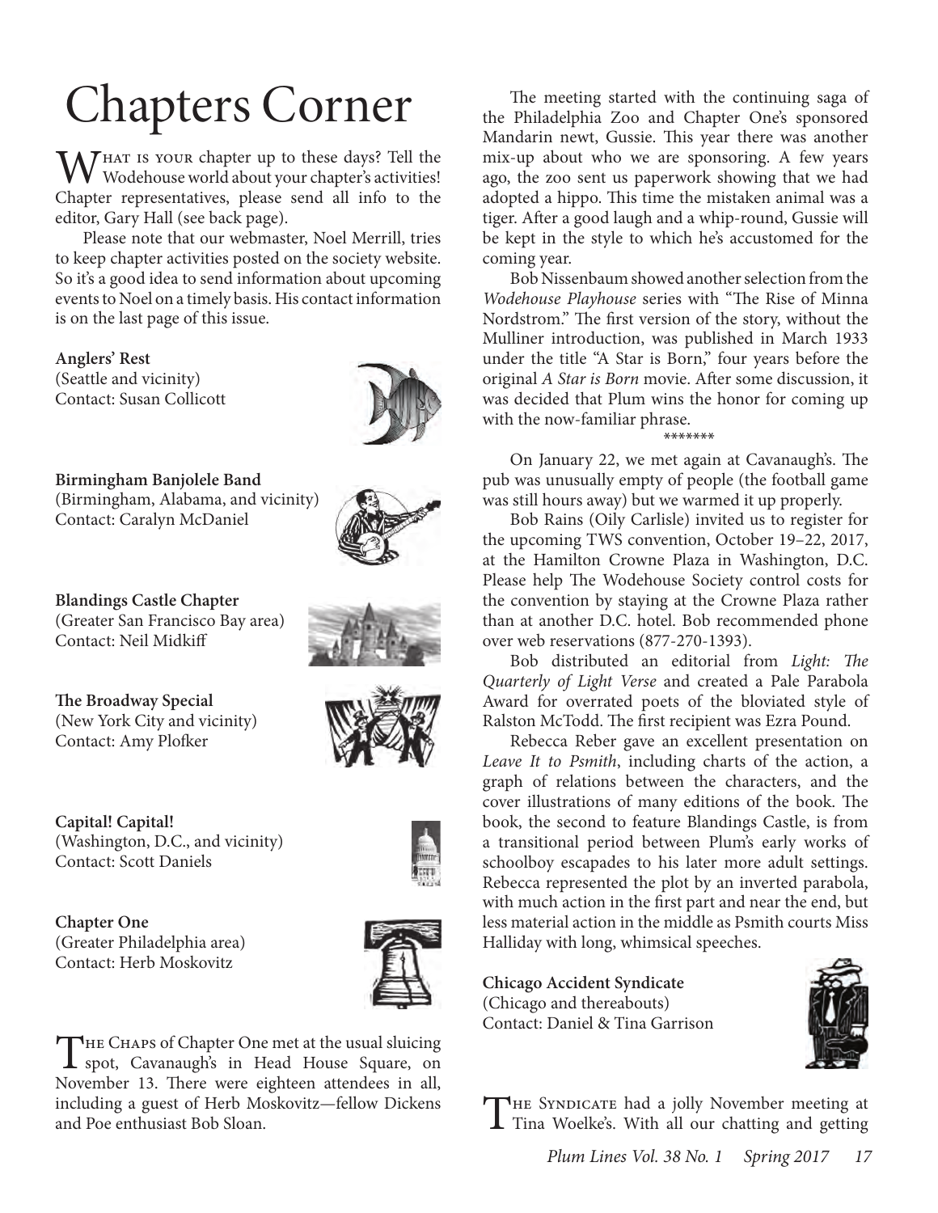# Chapters Corner

What is your chapter up to these days? Tell the Wodehouse world about your chapter's activities! Chapter representatives, please send all info to the editor, Gary Hall (see back page).

Please note that our webmaster, Noel Merrill, tries to keep chapter activities posted on the society website. So it's a good idea to send information about upcoming events to Noel on a timely basis. His contact information is on the last page of this issue.

**Anglers' Rest**
(Seattle and vicinity)
Contact: Susan Collicott

**Birmingham Banjolele Band**
(Birmingham, Alabama, and vicinity)
Contact: Caralyn McDaniel

**Blandings Castle Chapter**
(Greater San Francisco Bay area)
Contact: Neil Midkiff

**The Broadway Special**
(New York City and vicinity)
Contact: Amy Plofker

**Capital! Capital!**
(Washington, D.C., and vicinity)
Contact: Scott Daniels

**Chapter One**
(Greater Philadelphia area)
Contact: Herb Moskovitz

The Chaps of Chapter One met at the usual sluicing spot, Cavanaugh's in Head House Square, on November 13. There were eighteen attendees in all, including a guest of Herb Moskovitz—fellow Dickens and Poe enthusiast Bob Sloan.

The meeting started with the continuing saga of the Philadelphia Zoo and Chapter One's sponsored Mandarin newt, Gussie. This year there was another mix-up about who we are sponsoring. A few years ago, the zoo sent us paperwork showing that we had adopted a hippo. This time the mistaken animal was a tiger. After a good laugh and a whip-round, Gussie will be kept in the style to which he's accustomed for the coming year.

Bob Nissenbaum showed another selection from the *Wodehouse Playhouse* series with "The Rise of Minna Nordstrom." The first version of the story, without the Mulliner introduction, was published in March 1933 under the title "A Star is Born," four years before the original *A Star is Born* movie. After some discussion, it was decided that Plum wins the honor for coming up with the now-familiar phrase.

\*\*\*\*\*\*\*

On January 22, we met again at Cavanaugh's. The pub was unusually empty of people (the football game was still hours away) but we warmed it up properly.

Bob Rains (Oily Carlisle) invited us to register for the upcoming TWS convention, October 19–22, 2017, at the Hamilton Crowne Plaza in Washington, D.C. Please help The Wodehouse Society control costs for the convention by staying at the Crowne Plaza rather than at another D.C. hotel. Bob recommended phone over web reservations (877-270-1393).

Bob distributed an editorial from *Light: The Quarterly of Light Verse* and created a Pale Parabola Award for overrated poets of the bloviated style of Ralston McTodd. The first recipient was Ezra Pound.

Rebecca Reber gave an excellent presentation on *Leave It to Psmith*, including charts of the action, a graph of relations between the characters, and the cover illustrations of many editions of the book. The book, the second to feature Blandings Castle, is from a transitional period between Plum's early works of schoolboy escapades to his later more adult settings. Rebecca represented the plot by an inverted parabola, with much action in the first part and near the end, but less material action in the middle as Psmith courts Miss Halliday with long, whimsical speeches.

**Chicago Accident Syndicate**
(Chicago and thereabouts)
Contact: Daniel & Tina Garrison

The Syndicate had a jolly November meeting at Tina Woelke's. With all our chatting and getting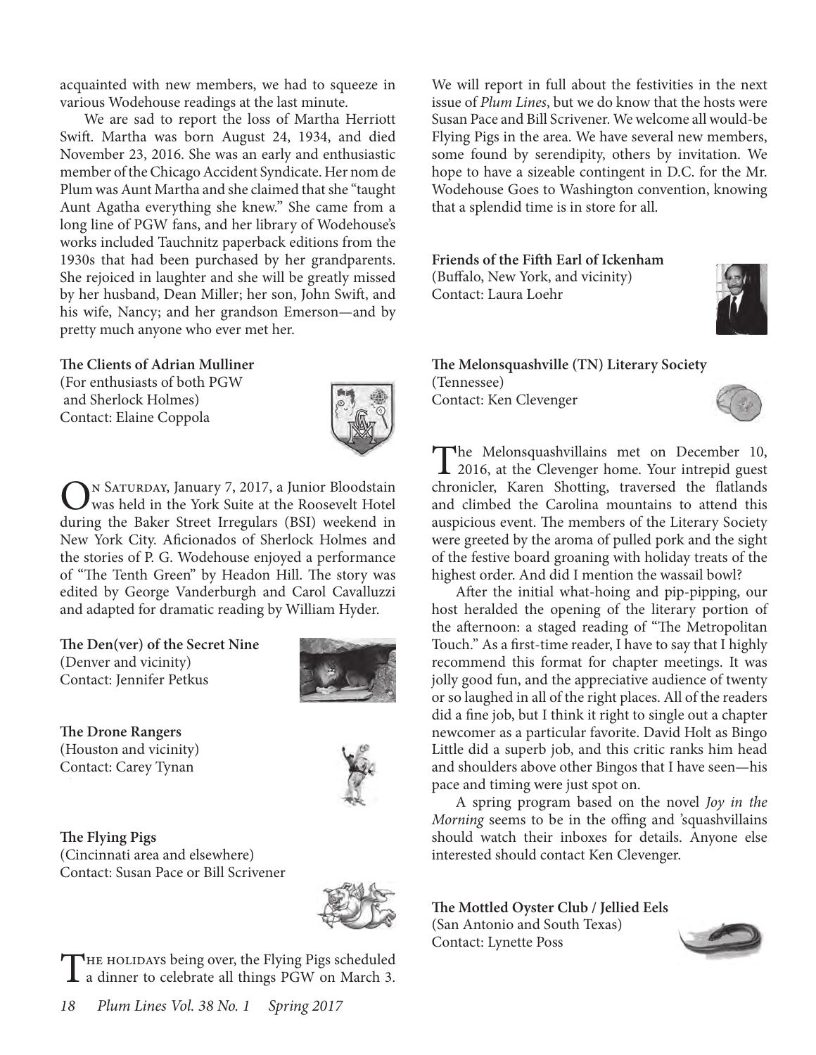acquainted with new members, we had to squeeze in various Wodehouse readings at the last minute.

We are sad to report the loss of Martha Herriott Swift. Martha was born August 24, 1934, and died November 23, 2016. She was an early and enthusiastic member of the Chicago Accident Syndicate. Her nom de Plum was Aunt Martha and she claimed that she "taught Aunt Agatha everything she knew." She came from a long line of PGW fans, and her library of Wodehouse's works included Tauchnitz paperback editions from the 1930s that had been purchased by her grandparents. She rejoiced in laughter and she will be greatly missed by her husband, Dean Miller; her son, John Swift, and his wife, Nancy; and her grandson Emerson—and by pretty much anyone who ever met her.

**The Clients of Adrian Mulliner**
(For enthusiasts of both PGW and Sherlock Holmes)
Contact: Elaine Coppola

On Saturday, January 7, 2017, a Junior Bloodstain was held in the York Suite at the Roosevelt Hotel during the Baker Street Irregulars (BSI) weekend in New York City. Aficionados of Sherlock Holmes and the stories of P. G. Wodehouse enjoyed a performance of "The Tenth Green" by Headon Hill. The story was edited by George Vanderburgh and Carol Cavalluzzi and adapted for dramatic reading by William Hyder.

**The Den(ver) of the Secret Nine**
(Denver and vicinity)
Contact: Jennifer Petkus

**The Drone Rangers**
(Houston and vicinity)
Contact: Carey Tynan

**The Flying Pigs**
(Cincinnati area and elsewhere)
Contact: Susan Pace or Bill Scrivener

The holidays being over, the Flying Pigs scheduled a dinner to celebrate all things PGW on March 3. We will report in full about the festivities in the next issue of *Plum Lines*, but we do know that the hosts were Susan Pace and Bill Scrivener. We welcome all would-be Flying Pigs in the area. We have several new members, some found by serendipity, others by invitation. We hope to have a sizeable contingent in D.C. for the Mr. Wodehouse Goes to Washington convention, knowing that a splendid time is in store for all.

**Friends of the Fifth Earl of Ickenham**
(Buffalo, New York, and vicinity)
Contact: Laura Loehr

**The Melonsquashville (TN) Literary Society**
(Tennessee)
Contact: Ken Clevenger

The Melonsquashvillains met on December 10, 2016, at the Clevenger home. Your intrepid guest chronicler, Karen Shotting, traversed the flatlands and climbed the Carolina mountains to attend this auspicious event. The members of the Literary Society were greeted by the aroma of pulled pork and the sight of the festive board groaning with holiday treats of the highest order. And did I mention the wassail bowl?

After the initial what-hoing and pip-pipping, our host heralded the opening of the literary portion of the afternoon: a staged reading of "The Metropolitan Touch." As a first-time reader, I have to say that I highly recommend this format for chapter meetings. It was jolly good fun, and the appreciative audience of twenty or so laughed in all of the right places. All of the readers did a fine job, but I think it right to single out a chapter newcomer as a particular favorite. David Holt as Bingo Little did a superb job, and this critic ranks him head and shoulders above other Bingos that I have seen—his pace and timing were just spot on.

A spring program based on the novel *Joy in the Morning* seems to be in the offing and 'squashvillains should watch their inboxes for details. Anyone else interested should contact Ken Clevenger.

**The Mottled Oyster Club / Jellied Eels**
(San Antonio and South Texas)
Contact: Lynette Poss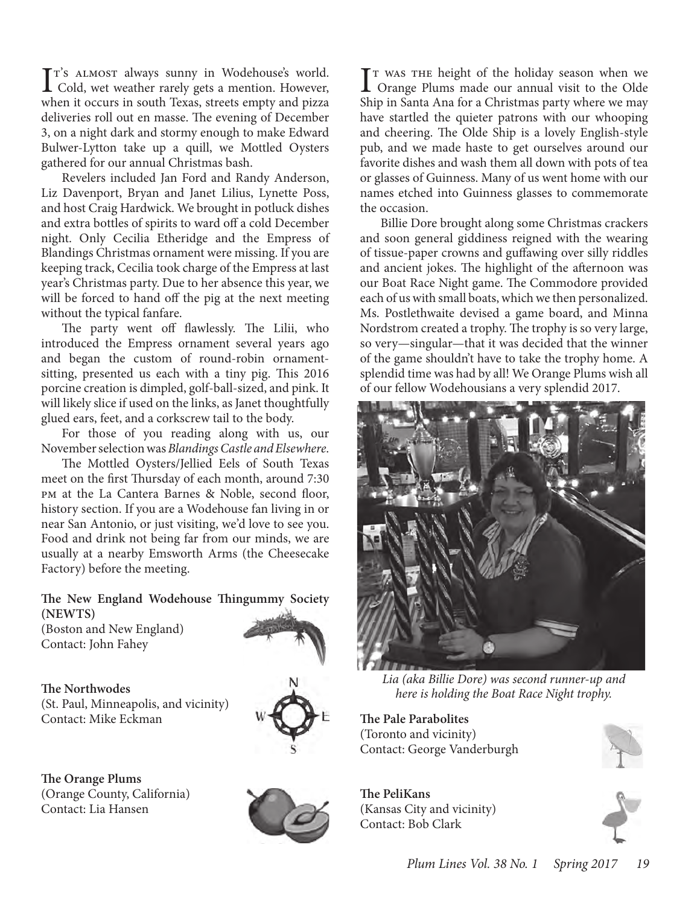It's almost always sunny in Wodehouse's world. Cold, wet weather rarely gets a mention. However, when it occurs in south Texas, streets empty and pizza deliveries roll out en masse. The evening of December 3, on a night dark and stormy enough to make Edward Bulwer-Lytton take up a quill, we Mottled Oysters gathered for our annual Christmas bash.

Revelers included Jan Ford and Randy Anderson, Liz Davenport, Bryan and Janet Lilius, Lynette Poss, and host Craig Hardwick. We brought in potluck dishes and extra bottles of spirits to ward off a cold December night. Only Cecilia Etheridge and the Empress of Blandings Christmas ornament were missing. If you are keeping track, Cecilia took charge of the Empress at last year's Christmas party. Due to her absence this year, we will be forced to hand off the pig at the next meeting without the typical fanfare.

The party went off flawlessly. The Lilii, who introduced the Empress ornament several years ago and began the custom of round-robin ornament-sitting, presented us each with a tiny pig. This 2016 porcine creation is dimpled, golf-ball-sized, and pink. It will likely slice if used on the links, as Janet thoughtfully glued ears, feet, and a corkscrew tail to the body.

For those of you reading along with us, our November selection was *Blandings Castle and Elsewhere*.

The Mottled Oysters/Jellied Eels of South Texas meet on the first Thursday of each month, around 7:30 pm at the La Cantera Barnes & Noble, second floor, history section. If you are a Wodehouse fan living in or near San Antonio, or just visiting, we'd love to see you. Food and drink not being far from our minds, we are usually at a nearby Emsworth Arms (the Cheesecake Factory) before the meeting.

**The New England Wodehouse Thingummy Society (NEWTS)**
(Boston and New England)
Contact: John Fahey

**The Northwodes**
(St. Paul, Minneapolis, and vicinity)
Contact: Mike Eckman

**The Orange Plums**
(Orange County, California)
Contact: Lia Hansen

It was the height of the holiday season when we Orange Plums made our annual visit to the Olde Ship in Santa Ana for a Christmas party where we may have startled the quieter patrons with our whooping and cheering. The Olde Ship is a lovely English-style pub, and we made haste to get ourselves around our favorite dishes and wash them all down with pots of tea or glasses of Guinness. Many of us went home with our names etched into Guinness glasses to commemorate the occasion.

Billie Dore brought along some Christmas crackers and soon general giddiness reigned with the wearing of tissue-paper crowns and guffawing over silly riddles and ancient jokes. The highlight of the afternoon was our Boat Race Night game. The Commodore provided each of us with small boats, which we then personalized. Ms. Postlethwaite devised a game board, and Minna Nordstrom created a trophy. The trophy is so very large, so very—singular—that it was decided that the winner of the game shouldn't have to take the trophy home. A splendid time was had by all! We Orange Plums wish all of our fellow Wodehousians a very splendid 2017.

*Lia (aka Billie Dore) was second runner-up and here is holding the Boat Race Night trophy.*

**The Pale Parabolites**
(Toronto and vicinity)
Contact: George Vanderburgh

**The PeliKans**
(Kansas City and vicinity)
Contact: Bob Clark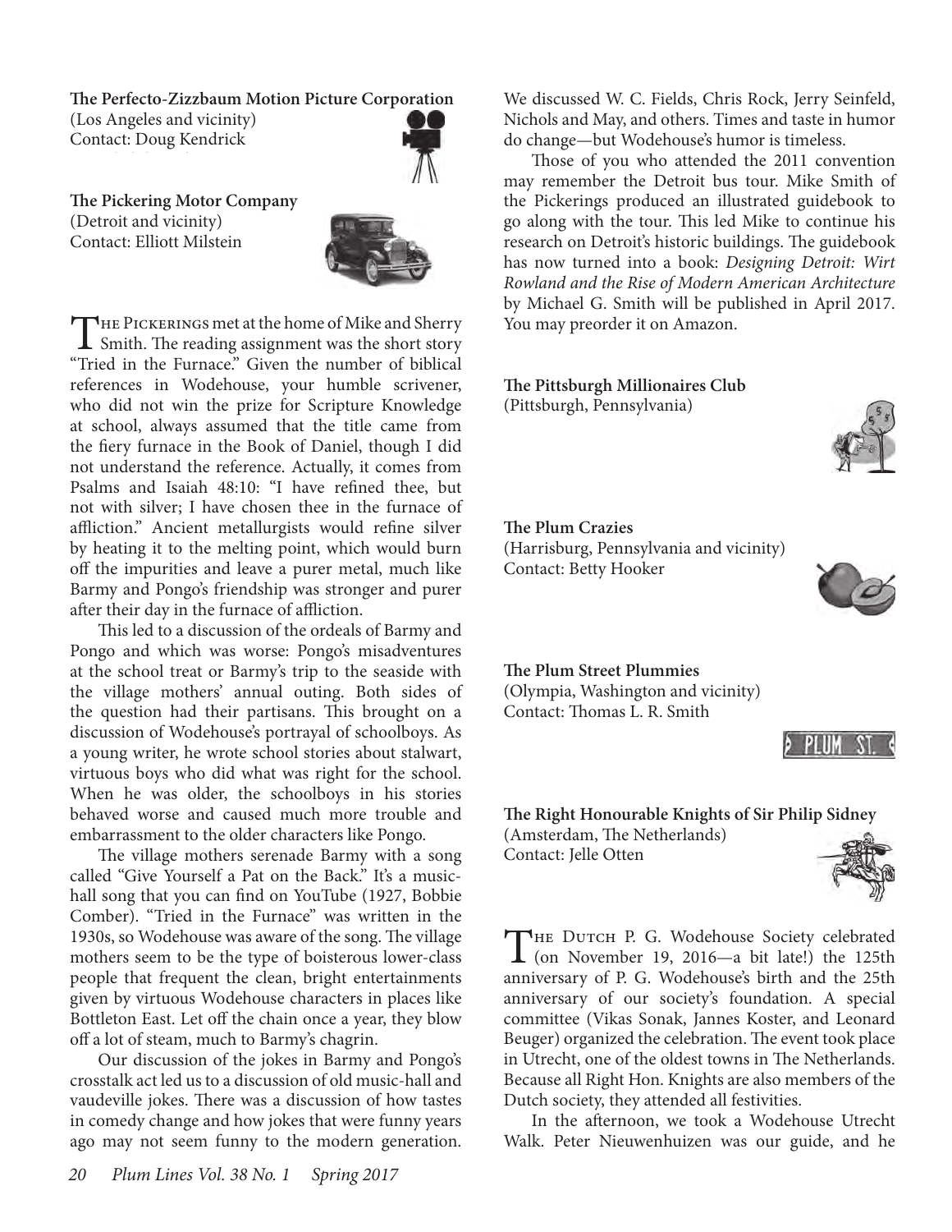**The Perfecto-Zizzbaum Motion Picture Corporation**
(Los Angeles and vicinity)
Contact: Doug Kendrick

**The Pickering Motor Company**
(Detroit and vicinity)
Contact: Elliott Milstein

The Pickerings met at the home of Mike and Sherry Smith. The reading assignment was the short story "Tried in the Furnace." Given the number of biblical references in Wodehouse, your humble scrivener, who did not win the prize for Scripture Knowledge at school, always assumed that the title came from the fiery furnace in the Book of Daniel, though I did not understand the reference. Actually, it comes from Psalms and Isaiah 48:10: "I have refined thee, but not with silver; I have chosen thee in the furnace of affliction." Ancient metallurgists would refine silver by heating it to the melting point, which would burn off the impurities and leave a purer metal, much like Barmy and Pongo's friendship was stronger and purer after their day in the furnace of affliction.

This led to a discussion of the ordeals of Barmy and Pongo and which was worse: Pongo's misadventures at the school treat or Barmy's trip to the seaside with the village mothers' annual outing. Both sides of the question had their partisans. This brought on a discussion of Wodehouse's portrayal of schoolboys. As a young writer, he wrote school stories about stalwart, virtuous boys who did what was right for the school. When he was older, the schoolboys in his stories behaved worse and caused much more trouble and embarrassment to the older characters like Pongo.

The village mothers serenade Barmy with a song called "Give Yourself a Pat on the Back." It's a music-hall song that you can find on YouTube (1927, Bobbie Comber). "Tried in the Furnace" was written in the 1930s, so Wodehouse was aware of the song. The village mothers seem to be the type of boisterous lower-class people that frequent the clean, bright entertainments given by virtuous Wodehouse characters in places like Bottleton East. Let off the chain once a year, they blow off a lot of steam, much to Barmy's chagrin.

Our discussion of the jokes in Barmy and Pongo's crosstalk act led us to a discussion of old music-hall and vaudeville jokes. There was a discussion of how tastes in comedy change and how jokes that were funny years ago may not seem funny to the modern generation. We discussed W. C. Fields, Chris Rock, Jerry Seinfeld, Nichols and May, and others. Times and taste in humor do change—but Wodehouse's humor is timeless.

Those of you who attended the 2011 convention may remember the Detroit bus tour. Mike Smith of the Pickerings produced an illustrated guidebook to go along with the tour. This led Mike to continue his research on Detroit's historic buildings. The guidebook has now turned into a book: *Designing Detroit: Wirt Rowland and the Rise of Modern American Architecture* by Michael G. Smith will be published in April 2017. You may preorder it on Amazon.

**The Pittsburgh Millionaires Club**
(Pittsburgh, Pennsylvania)

**The Plum Crazies**
(Harrisburg, Pennsylvania and vicinity)
Contact: Betty Hooker

**The Plum Street Plummies**
(Olympia, Washington and vicinity)
Contact: Thomas L. R. Smith

**The Right Honourable Knights of Sir Philip Sidney**
(Amsterdam, The Netherlands)
Contact: Jelle Otten

The Dutch P. G. Wodehouse Society celebrated (on November 19, 2016—a bit late!) the 125th anniversary of P. G. Wodehouse's birth and the 25th anniversary of our society's foundation. A special committee (Vikas Sonak, Jannes Koster, and Leonard Beuger) organized the celebration. The event took place in Utrecht, one of the oldest towns in The Netherlands. Because all Right Hon. Knights are also members of the Dutch society, they attended all festivities.

In the afternoon, we took a Wodehouse Utrecht Walk. Peter Nieuwenhuizen was our guide, and he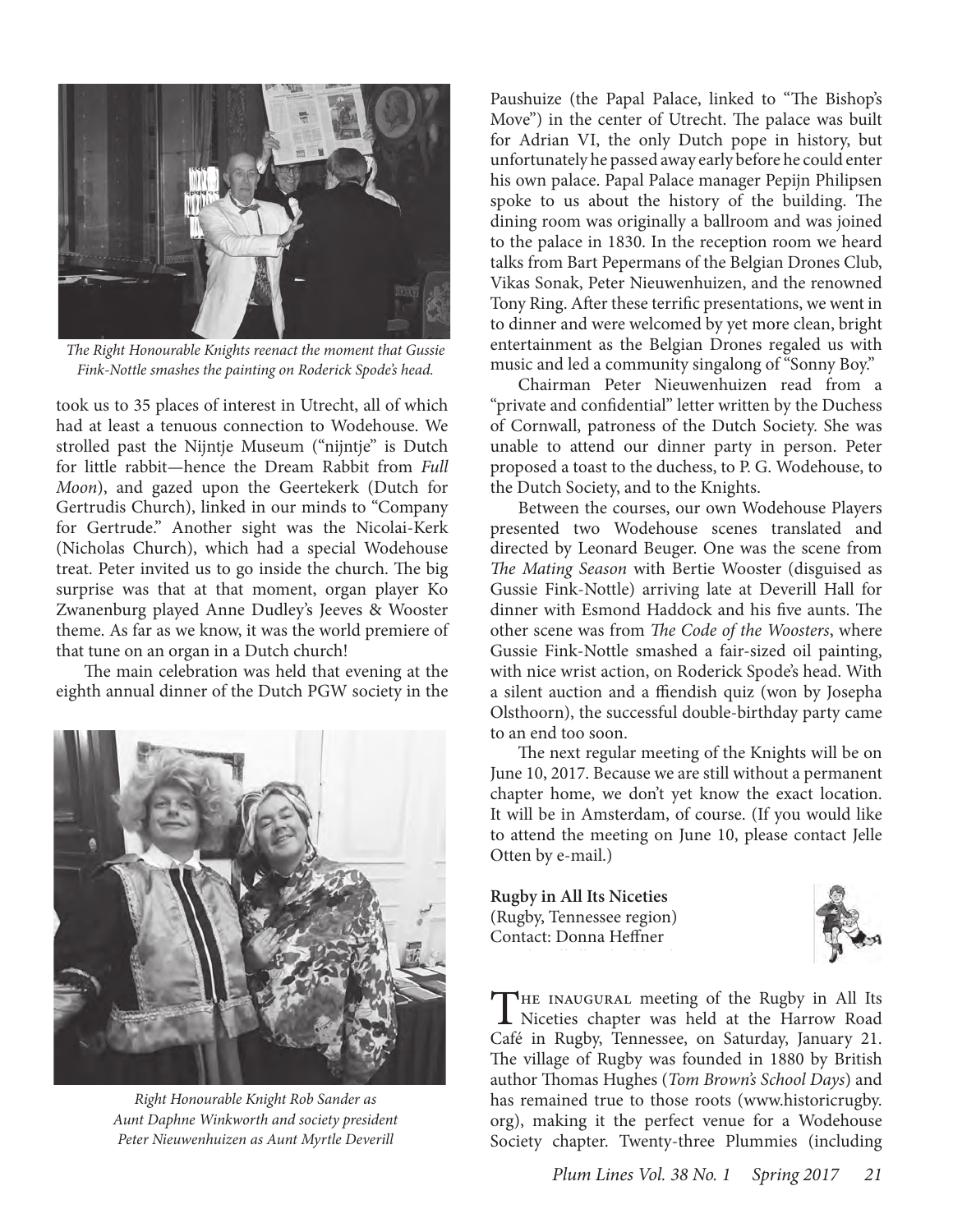*The Right Honourable Knights reenact the moment that Gussie Fink-Nottle smashes the painting on Roderick Spode's head.*

took us to 35 places of interest in Utrecht, all of which had at least a tenuous connection to Wodehouse. We strolled past the Nijntje Museum ("nijntje" is Dutch for little rabbit—hence the Dream Rabbit from *Full Moon*), and gazed upon the Geertekerk (Dutch for Gertrudis Church), linked in our minds to "Company for Gertrude." Another sight was the Nicolai-Kerk (Nicholas Church), which had a special Wodehouse treat. Peter invited us to go inside the church. The big surprise was that at that moment, organ player Ko Zwanenburg played Anne Dudley's Jeeves & Wooster theme. As far as we know, it was the world premiere of that tune on an organ in a Dutch church!

The main celebration was held that evening at the eighth annual dinner of the Dutch PGW society in the Paushuize (the Papal Palace, linked to "The Bishop's Move") in the center of Utrecht. The palace was built for Adrian VI, the only Dutch pope in history, but unfortunately he passed away early before he could enter his own palace. Papal Palace manager Pepijn Philipsen spoke to us about the history of the building. The dining room was originally a ballroom and was joined to the palace in 1830. In the reception room we heard talks from Bart Pepermans of the Belgian Drones Club, Vikas Sonak, Peter Nieuwenhuizen, and the renowned Tony Ring. After these terrific presentations, we went in to dinner and were welcomed by yet more clean, bright entertainment as the Belgian Drones regaled us with music and led a community singalong of "Sonny Boy."

*Right Honourable Knight Rob Sander as Aunt Daphne Winkworth and society president Peter Nieuwenhuizen as Aunt Myrtle Deverill*

Chairman Peter Nieuwenhuizen read from a "private and confidential" letter written by the Duchess of Cornwall, patroness of the Dutch Society. She was unable to attend our dinner party in person. Peter proposed a toast to the duchess, to P. G. Wodehouse, to the Dutch Society, and to the Knights.

Between the courses, our own Wodehouse Players presented two Wodehouse scenes translated and directed by Leonard Beuger. One was the scene from *The Mating Season* with Bertie Wooster (disguised as Gussie Fink-Nottle) arriving late at Deverill Hall for dinner with Esmond Haddock and his five aunts. The other scene was from *The Code of the Woosters*, where Gussie Fink-Nottle smashed a fair-sized oil painting, with nice wrist action, on Roderick Spode's head. With a silent auction and a ffiendish quiz (won by Josepha Olsthoorn), the successful double-birthday party came to an end too soon.

The next regular meeting of the Knights will be on June 10, 2017. Because we are still without a permanent chapter home, we don't yet know the exact location. It will be in Amsterdam, of course. (If you would like to attend the meeting on June 10, please contact Jelle Otten by e-mail.)

**Rugby in All Its Niceties**
(Rugby, Tennessee region)
Contact: Donna Heffner

The inaugural meeting of the Rugby in All Its Niceties chapter was held at the Harrow Road Café in Rugby, Tennessee, on Saturday, January 21. The village of Rugby was founded in 1880 by British author Thomas Hughes (*Tom Brown's School Days*) and has remained true to those roots (www.historicrugby.org), making it the perfect venue for a Wodehouse Society chapter. Twenty-three Plummies (including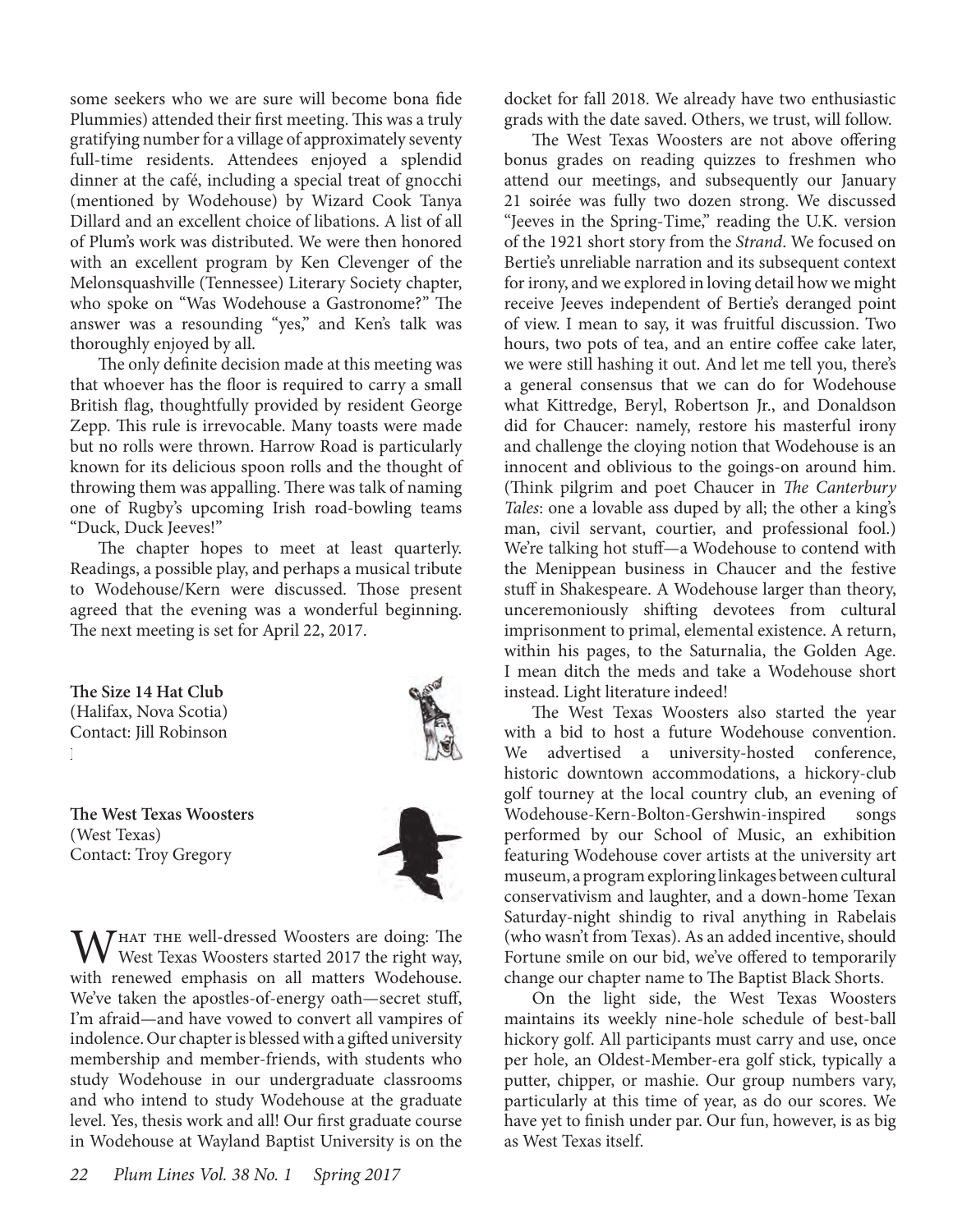some seekers who we are sure will become bona fide Plummies) attended their first meeting. This was a truly gratifying number for a village of approximately seventy full-time residents. Attendees enjoyed a splendid dinner at the café, including a special treat of gnocchi (mentioned by Wodehouse) by Wizard Cook Tanya Dillard and an excellent choice of libations. A list of all of Plum's work was distributed. We were then honored with an excellent program by Ken Clevenger of the Melonsquashville (Tennessee) Literary Society chapter, who spoke on "Was Wodehouse a Gastronome?" The answer was a resounding "yes," and Ken's talk was thoroughly enjoyed by all.

The only definite decision made at this meeting was that whoever has the floor is required to carry a small British flag, thoughtfully provided by resident George Zepp. This rule is irrevocable. Many toasts were made but no rolls were thrown. Harrow Road is particularly known for its delicious spoon rolls and the thought of throwing them was appalling. There was talk of naming one of Rugby's upcoming Irish road-bowling teams "Duck, Duck Jeeves!"

The chapter hopes to meet at least quarterly. Readings, a possible play, and perhaps a musical tribute to Wodehouse/Kern were discussed. Those present agreed that the evening was a wonderful beginning. The next meeting is set for April 22, 2017.

**The Size 14 Hat Club**
(Halifax, Nova Scotia)
Contact: Jill Robinson

**The West Texas Woosters**
(West Texas)
Contact: Troy Gregory

What the well-dressed Woosters are doing: The West Texas Woosters started 2017 the right way, with renewed emphasis on all matters Wodehouse. We've taken the apostles-of-energy oath—secret stuff, I'm afraid—and have vowed to convert all vampires of indolence. Our chapter is blessed with a gifted university membership and member-friends, with students who study Wodehouse in our undergraduate classrooms and who intend to study Wodehouse at the graduate level. Yes, thesis work and all! Our first graduate course in Wodehouse at Wayland Baptist University is on the docket for fall 2018. We already have two enthusiastic grads with the date saved. Others, we trust, will follow.

The West Texas Woosters are not above offering bonus grades on reading quizzes to freshmen who attend our meetings, and subsequently our January 21 soirée was fully two dozen strong. We discussed "Jeeves in the Spring-Time," reading the U.K. version of the 1921 short story from the *Strand*. We focused on Bertie's unreliable narration and its subsequent context for irony, and we explored in loving detail how we might receive Jeeves independent of Bertie's deranged point of view. I mean to say, it was fruitful discussion. Two hours, two pots of tea, and an entire coffee cake later, we were still hashing it out. And let me tell you, there's a general consensus that we can do for Wodehouse what Kittredge, Beryl, Robertson Jr., and Donaldson did for Chaucer: namely, restore his masterful irony and challenge the cloying notion that Wodehouse is an innocent and oblivious to the goings-on around him. (Think pilgrim and poet Chaucer in *The Canterbury Tales*: one a lovable ass duped by all; the other a king's man, civil servant, courtier, and professional fool.) We're talking hot stuff—a Wodehouse to contend with the Menippean business in Chaucer and the festive stuff in Shakespeare. A Wodehouse larger than theory, unceremoniously shifting devotees from cultural imprisonment to primal, elemental existence. A return, within his pages, to the Saturnalia, the Golden Age. I mean ditch the meds and take a Wodehouse short instead. Light literature indeed!

The West Texas Woosters also started the year with a bid to host a future Wodehouse convention. We advertised a university-hosted conference, historic downtown accommodations, a hickory-club golf tourney at the local country club, an evening of Wodehouse-Kern-Bolton-Gershwin-inspired songs performed by our School of Music, an exhibition featuring Wodehouse cover artists at the university art museum, a program exploring linkages between cultural conservativism and laughter, and a down-home Texan Saturday-night shindig to rival anything in Rabelais (who wasn't from Texas). As an added incentive, should Fortune smile on our bid, we've offered to temporarily change our chapter name to The Baptist Black Shorts.

On the light side, the West Texas Woosters maintains its weekly nine-hole schedule of best-ball hickory golf. All participants must carry and use, once per hole, an Oldest-Member-era golf stick, typically a putter, chipper, or mashie. Our group numbers vary, particularly at this time of year, as do our scores. We have yet to finish under par. Our fun, however, is as big as West Texas itself.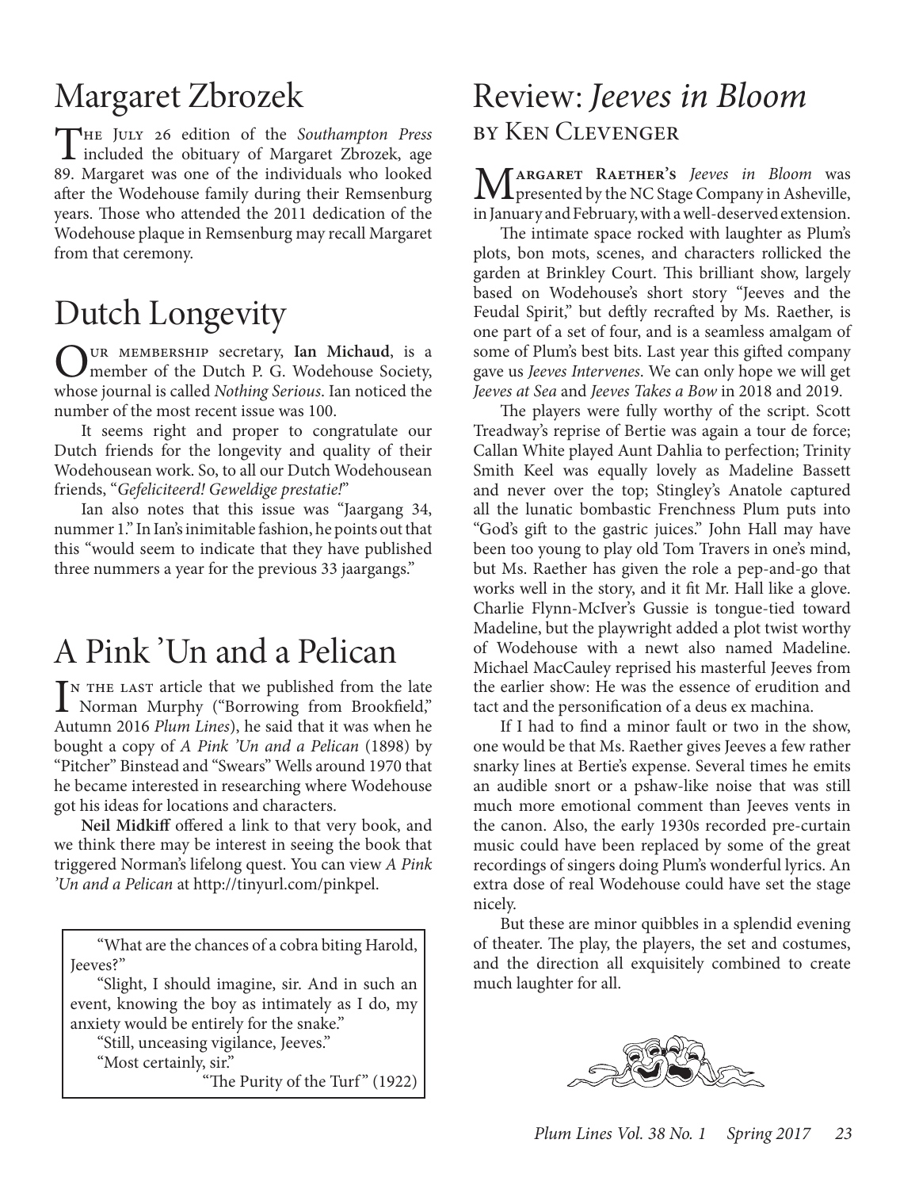# Margaret Zbrozek

The July 26 edition of the *Southampton Press* included the obituary of Margaret Zbrozek, age 89. Margaret was one of the individuals who looked after the Wodehouse family during their Remsenburg years. Those who attended the 2011 dedication of the Wodehouse plaque in Remsenburg may recall Margaret from that ceremony.

# Dutch Longevity

Our membership secretary, **Ian Michaud**, is a member of the Dutch P. G. Wodehouse Society, whose journal is called *Nothing Serious*. Ian noticed the number of the most recent issue was 100.

It seems right and proper to congratulate our Dutch friends for the longevity and quality of their Wodehousean work. So, to all our Dutch Wodehousean friends, "*Gefeliciteerd! Geweldige prestatie!*"

Ian also notes that this issue was "Jaargang 34, nummer 1." In Ian's inimitable fashion, he points out that this "would seem to indicate that they have published three nummers a year for the previous 33 jaargangs."

# A Pink 'Un and a Pelican

In the last article that we published from the late Norman Murphy ("Borrowing from Brookfield," Autumn 2016 *Plum Lines*), he said that it was when he bought a copy of *A Pink 'Un and a Pelican* (1898) by "Pitcher" Binstead and "Swears" Wells around 1970 that he became interested in researching where Wodehouse got his ideas for locations and characters.

**Neil Midkiff** offered a link to that very book, and we think there may be interest in seeing the book that triggered Norman's lifelong quest. You can view *A Pink 'Un and a Pelican* at http://tinyurl.com/pinkpel.

> "What are the chances of a cobra biting Harold, Jeeves?"
>
> "Slight, I should imagine, sir. And in such an event, knowing the boy as intimately as I do, my anxiety would be entirely for the snake."
>
> "Still, unceasing vigilance, Jeeves."
>
> "Most certainly, sir."
>
> "The Purity of the Turf" (1922)

# Review: *Jeeves in Bloom*

## by Ken Clevenger

Margaret Raether's *Jeeves in Bloom* was presented by the NC Stage Company in Asheville, in January and February, with a well-deserved extension.

The intimate space rocked with laughter as Plum's plots, bon mots, scenes, and characters rollicked the garden at Brinkley Court. This brilliant show, largely based on Wodehouse's short story "Jeeves and the Feudal Spirit," but deftly recrafted by Ms. Raether, is one part of a set of four, and is a seamless amalgam of some of Plum's best bits. Last year this gifted company gave us *Jeeves Intervenes*. We can only hope we will get *Jeeves at Sea* and *Jeeves Takes a Bow* in 2018 and 2019.

The players were fully worthy of the script. Scott Treadway's reprise of Bertie was again a tour de force; Callan White played Aunt Dahlia to perfection; Trinity Smith Keel was equally lovely as Madeline Bassett and never over the top; Stingley's Anatole captured all the lunatic bombastic Frenchness Plum puts into "God's gift to the gastric juices." John Hall may have been too young to play old Tom Travers in one's mind, but Ms. Raether has given the role a pep-and-go that works well in the story, and it fit Mr. Hall like a glove. Charlie Flynn-McIver's Gussie is tongue-tied toward Madeline, but the playwright added a plot twist worthy of Wodehouse with a newt also named Madeline. Michael MacCauley reprised his masterful Jeeves from the earlier show: He was the essence of erudition and tact and the personification of a deus ex machina.

If I had to find a minor fault or two in the show, one would be that Ms. Raether gives Jeeves a few rather snarky lines at Bertie's expense. Several times he emits an audible snort or a pshaw-like noise that was still much more emotional comment than Jeeves vents in the canon. Also, the early 1930s recorded pre-curtain music could have been replaced by some of the great recordings of singers doing Plum's wonderful lyrics. An extra dose of real Wodehouse could have set the stage nicely.

But these are minor quibbles in a splendid evening of theater. The play, the players, the set and costumes, and the direction all exquisitely combined to create much laughter for all.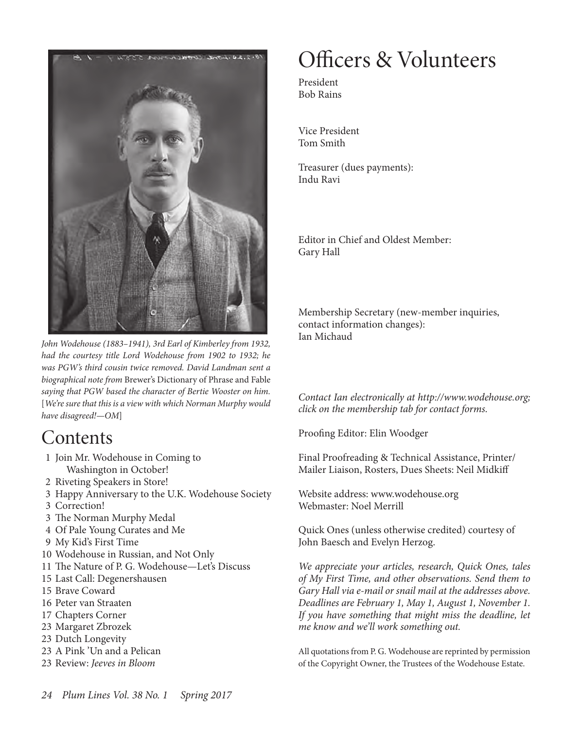*John Wodehouse (1883–1941), 3rd Earl of Kimberley from 1932, had the courtesy title Lord Wodehouse from 1902 to 1932; he was PGW's third cousin twice removed. David Landman sent a biographical note from* Brewer's Dictionary of Phrase and Fable *saying that PGW based the character of Bertie Wooster on him.* [*We're sure that this is a view with which Norman Murphy would have disagreed!—OM*]

# Contents

1 Join Mr. Wodehouse in Coming to Washington in October!
2 Riveting Speakers in Store!
3 Happy Anniversary to the U.K. Wodehouse Society
3 Correction!
3 The Norman Murphy Medal
4 Of Pale Young Curates and Me
9 My Kid's First Time
10 Wodehouse in Russian, and Not Only
11 The Nature of P. G. Wodehouse—Let's Discuss
15 Last Call: Degenershausen
15 Brave Coward
16 Peter van Straaten
17 Chapters Corner
23 Margaret Zbrozek
23 Dutch Longevity
23 A Pink 'Un and a Pelican
23 Review: *Jeeves in Bloom*

# Officers & Volunteers

President
Bob Rains

Vice President
Tom Smith

Treasurer (dues payments):
Indu Ravi

Editor in Chief and Oldest Member:
Gary Hall

Membership Secretary (new-member inquiries, contact information changes):
Ian Michaud

*Contact Ian electronically at http://www.wodehouse.org; click on the membership tab for contact forms.*

Proofing Editor: Elin Woodger

Final Proofreading & Technical Assistance, Printer/Mailer Liaison, Rosters, Dues Sheets: Neil Midkiff

Website address: www.wodehouse.org
Webmaster: Noel Merrill

Quick Ones (unless otherwise credited) courtesy of John Baesch and Evelyn Herzog.

*We appreciate your articles, research, Quick Ones, tales of My First Time, and other observations. Send them to Gary Hall via e-mail or snail mail at the addresses above. Deadlines are February 1, May 1, August 1, November 1. If you have something that might miss the deadline, let me know and we'll work something out.*

All quotations from P. G. Wodehouse are reprinted by permission of the Copyright Owner, the Trustees of the Wodehouse Estate.